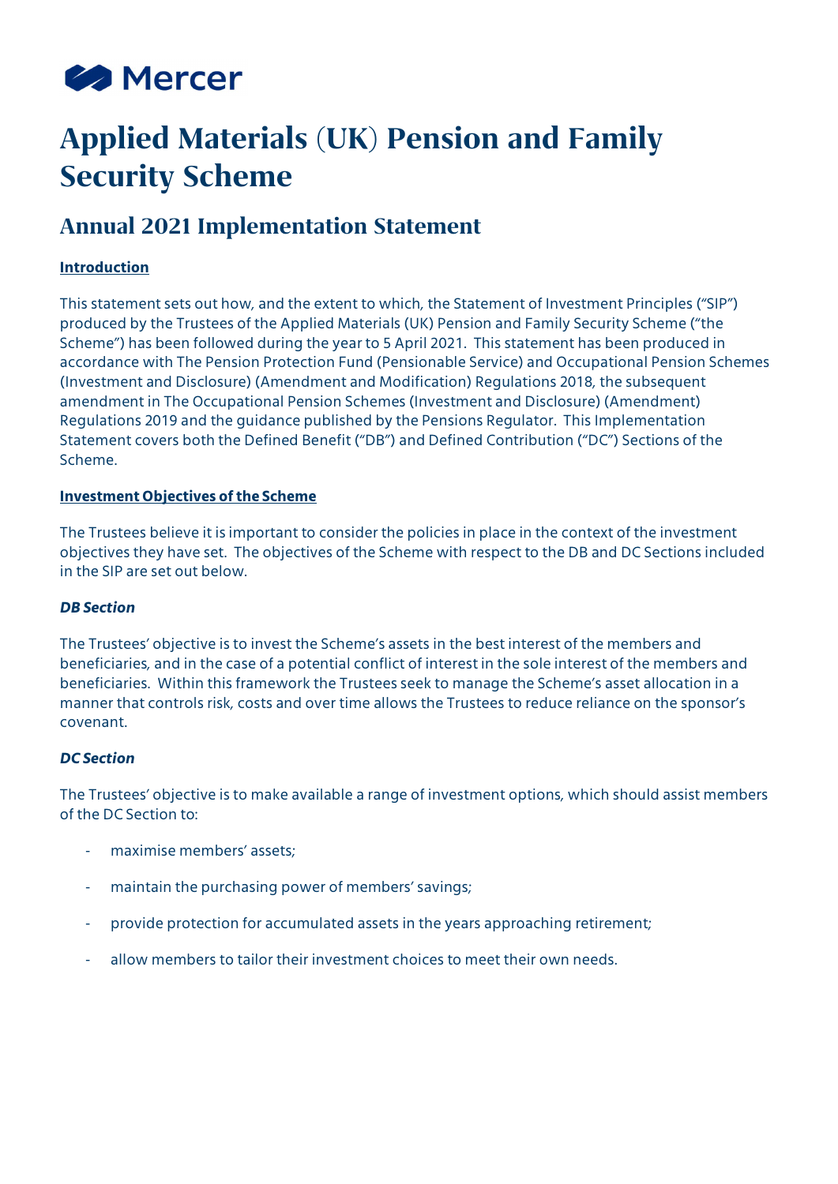Mercer

# Applied Materials (UK) Pension and Family Security Scheme

## Annual 2021 Implementation Statement

**Introduction**

This statement sets out how, and the extent to which, the Statement of Investment Principles ("SIP") produced by the Trustees of the Applied Materials (UK) Pension and Family Security Scheme ("the Scheme") has been followed during the year to 5 April 2021. This statement has been produced in accordance with The Pension Protection Fund (Pensionable Service) and Occupational Pension Schemes (Investment and Disclosure) (Amendment and Modification) Regulations 2018, the subsequent amendment in The Occupational Pension Schemes (Investment and Disclosure) (Amendment) Regulations 2019 and the guidance published by the Pensions Regulator. This Implementation Statement covers both the Defined Benefit ("DB") and Defined Contribution ("DC") Sections of the Scheme.

**Investment Objectives of the Scheme**

The Trustees believe it is important to consider the policies in place in the context of the investment objectives they have set. The objectives of the Scheme with respect to the DB and DC Sections included in the SIP are set out below.

***DB Section***

The Trustees' objective is to invest the Scheme's assets in the best interest of the members and beneficiaries, and in the case of a potential conflict of interest in the sole interest of the members and beneficiaries. Within this framework the Trustees seek to manage the Scheme's asset allocation in a manner that controls risk, costs and over time allows the Trustees to reduce reliance on the sponsor's covenant.

***DC Section***

The Trustees' objective is to make available a range of investment options, which should assist members of the DC Section to:

- maximise members' assets;
- maintain the purchasing power of members' savings;
- provide protection for accumulated assets in the years approaching retirement;
- allow members to tailor their investment choices to meet their own needs.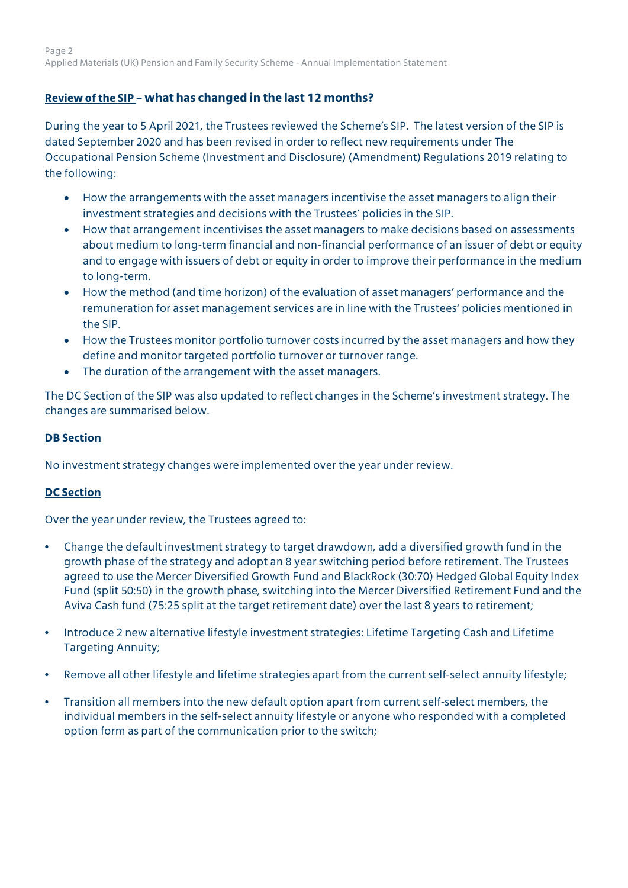## Review of the SIP – what has changed in the last 12 months?

During the year to 5 April 2021, the Trustees reviewed the Scheme's SIP. The latest version of the SIP is dated September 2020 and has been revised in order to reflect new requirements under The Occupational Pension Scheme (Investment and Disclosure) (Amendment) Regulations 2019 relating to the following:

- How the arrangements with the asset managers incentivise the asset managers to align their investment strategies and decisions with the Trustees' policies in the SIP.
- How that arrangement incentivises the asset managers to make decisions based on assessments about medium to long-term financial and non-financial performance of an issuer of debt or equity and to engage with issuers of debt or equity in order to improve their performance in the medium to long-term.
- How the method (and time horizon) of the evaluation of asset managers' performance and the remuneration for asset management services are in line with the Trustees' policies mentioned in the SIP.
- How the Trustees monitor portfolio turnover costs incurred by the asset managers and how they define and monitor targeted portfolio turnover or turnover range.
- The duration of the arrangement with the asset managers.

The DC Section of the SIP was also updated to reflect changes in the Scheme's investment strategy. The changes are summarised below.

### DB Section

No investment strategy changes were implemented over the year under review.

### DC Section

Over the year under review, the Trustees agreed to:

- Change the default investment strategy to target drawdown, add a diversified growth fund in the growth phase of the strategy and adopt an 8 year switching period before retirement. The Trustees agreed to use the Mercer Diversified Growth Fund and BlackRock (30:70) Hedged Global Equity Index Fund (split 50:50) in the growth phase, switching into the Mercer Diversified Retirement Fund and the Aviva Cash fund (75:25 split at the target retirement date) over the last 8 years to retirement;

- Introduce 2 new alternative lifestyle investment strategies: Lifetime Targeting Cash and Lifetime Targeting Annuity;

- Remove all other lifestyle and lifetime strategies apart from the current self-select annuity lifestyle;

- Transition all members into the new default option apart from current self-select members, the individual members in the self-select annuity lifestyle or anyone who responded with a completed option form as part of the communication prior to the switch;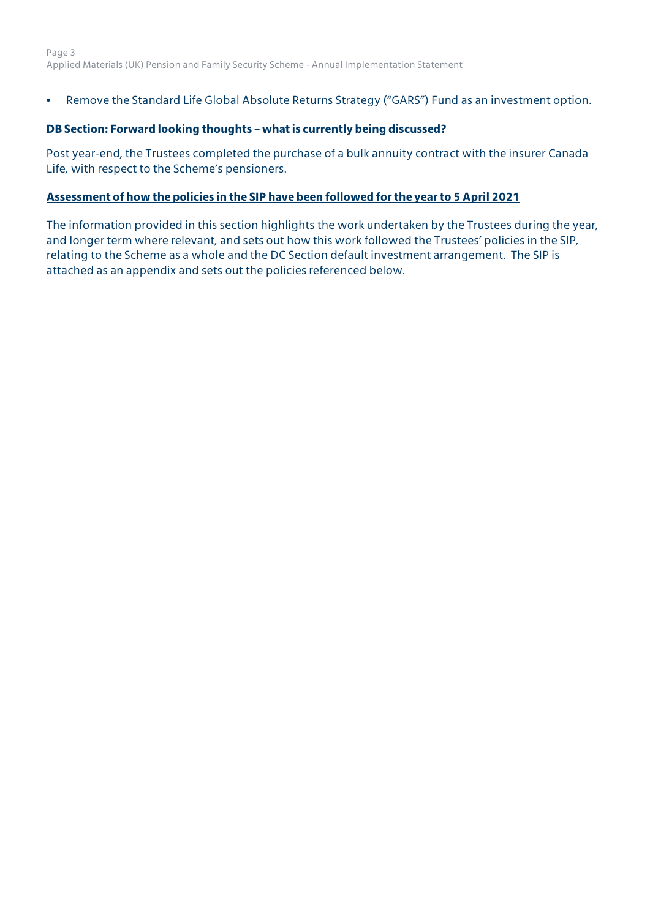- Remove the Standard Life Global Absolute Returns Strategy ("GARS") Fund as an investment option.

**DB Section: Forward looking thoughts – what is currently being discussed?**

Post year-end, the Trustees completed the purchase of a bulk annuity contract with the insurer Canada Life, with respect to the Scheme's pensioners.

## **Assessment of how the policies in the SIP have been followed for the year to 5 April 2021**

The information provided in this section highlights the work undertaken by the Trustees during the year, and longer term where relevant, and sets out how this work followed the Trustees' policies in the SIP, relating to the Scheme as a whole and the DC Section default investment arrangement. The SIP is attached as an appendix and sets out the policies referenced below.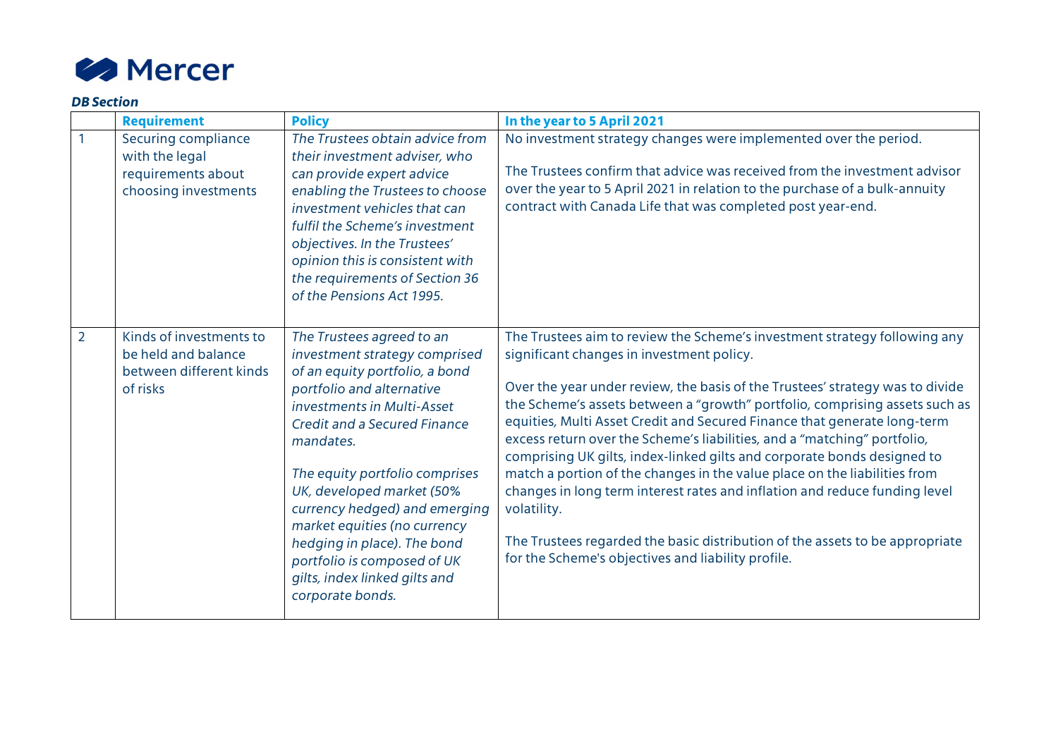***DB Section***

| | Requirement | Policy | In the year to 5 April 2021 |
|---|---|---|---|
| 1 | Securing compliance with the legal requirements about choosing investments | *The Trustees obtain advice from their investment adviser, who can provide expert advice enabling the Trustees to choose investment vehicles that can fulfil the Scheme's investment objectives. In the Trustees' opinion this is consistent with the requirements of Section 36 of the Pensions Act 1995.* | No investment strategy changes were implemented over the period.<br><br>The Trustees confirm that advice was received from the investment advisor over the year to 5 April 2021 in relation to the purchase of a bulk-annuity contract with Canada Life that was completed post year-end. |
| 2 | Kinds of investments to be held and balance between different kinds of risks | *The Trustees agreed to an investment strategy comprised of an equity portfolio, a bond portfolio and alternative investments in Multi-Asset Credit and a Secured Finance mandates.*<br><br>*The equity portfolio comprises UK, developed market (50% currency hedged) and emerging market equities (no currency hedging in place). The bond portfolio is composed of UK gilts, index linked gilts and corporate bonds.* | The Trustees aim to review the Scheme's investment strategy following any significant changes in investment policy.<br><br>Over the year under review, the basis of the Trustees' strategy was to divide the Scheme's assets between a "growth" portfolio, comprising assets such as equities, Multi Asset Credit and Secured Finance that generate long-term excess return over the Scheme's liabilities, and a "matching" portfolio, comprising UK gilts, index-linked gilts and corporate bonds designed to match a portion of the changes in the value place on the liabilities from changes in long term interest rates and inflation and reduce funding level volatility.<br><br>The Trustees regarded the basic distribution of the assets to be appropriate for the Scheme's objectives and liability profile. |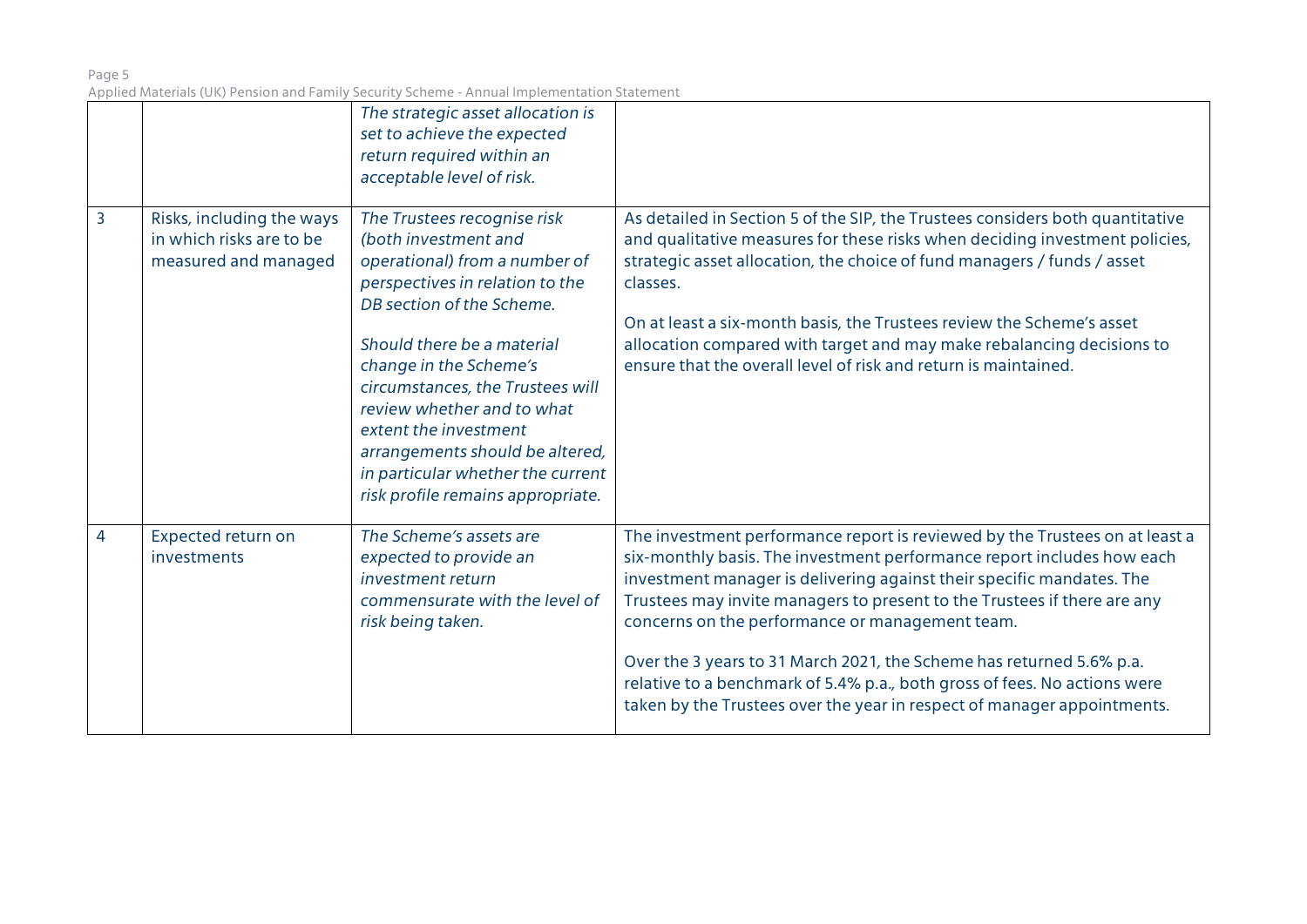|  |  |  |  |
|---|---|---|---|
|  |  | *The strategic asset allocation is set to achieve the expected return required within an acceptable level of risk.* |  |
| 3 | Risks, including the ways in which risks are to be measured and managed | *The Trustees recognise risk (both investment and operational) from a number of perspectives in relation to the DB section of the Scheme.*<br><br>*Should there be a material change in the Scheme's circumstances, the Trustees will review whether and to what extent the investment arrangements should be altered, in particular whether the current risk profile remains appropriate.* | As detailed in Section 5 of the SIP, the Trustees considers both quantitative and qualitative measures for these risks when deciding investment policies, strategic asset allocation, the choice of fund managers / funds / asset classes.<br><br>On at least a six-month basis, the Trustees review the Scheme's asset allocation compared with target and may make rebalancing decisions to ensure that the overall level of risk and return is maintained. |
| 4 | Expected return on investments | *The Scheme's assets are expected to provide an investment return commensurate with the level of risk being taken.* | The investment performance report is reviewed by the Trustees on at least a six-monthly basis. The investment performance report includes how each investment manager is delivering against their specific mandates. The Trustees may invite managers to present to the Trustees if there are any concerns on the performance or management team.<br><br>Over the 3 years to 31 March 2021, the Scheme has returned 5.6% p.a. relative to a benchmark of 5.4% p.a., both gross of fees. No actions were taken by the Trustees over the year in respect of manager appointments. |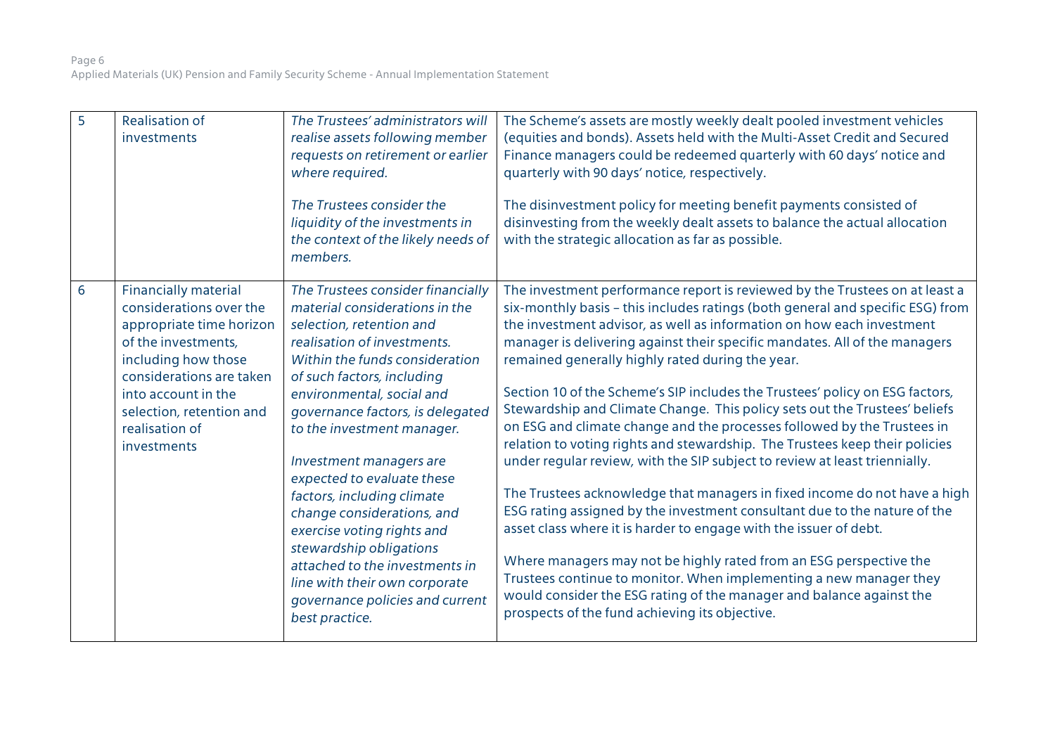| 5 | Realisation of investments | *The Trustees' administrators will realise assets following member requests on retirement or earlier where required.*<br><br>*The Trustees consider the liquidity of the investments in the context of the likely needs of members.* | The Scheme's assets are mostly weekly dealt pooled investment vehicles (equities and bonds). Assets held with the Multi-Asset Credit and Secured Finance managers could be redeemed quarterly with 60 days' notice and quarterly with 90 days' notice, respectively.<br><br>The disinvestment policy for meeting benefit payments consisted of disinvesting from the weekly dealt assets to balance the actual allocation with the strategic allocation as far as possible. |
|---|---|---|---|
| 6 | Financially material considerations over the appropriate time horizon of the investments, including how those considerations are taken into account in the selection, retention and realisation of investments | *The Trustees consider financially material considerations in the selection, retention and realisation of investments. Within the funds consideration of such factors, including environmental, social and governance factors, is delegated to the investment manager.*<br><br>*Investment managers are expected to evaluate these factors, including climate change considerations, and exercise voting rights and stewardship obligations attached to the investments in line with their own corporate governance policies and current best practice.* | The investment performance report is reviewed by the Trustees on at least a six-monthly basis – this includes ratings (both general and specific ESG) from the investment advisor, as well as information on how each investment manager is delivering against their specific mandates. All of the managers remained generally highly rated during the year.<br><br>Section 10 of the Scheme's SIP includes the Trustees' policy on ESG factors, Stewardship and Climate Change. This policy sets out the Trustees' beliefs on ESG and climate change and the processes followed by the Trustees in relation to voting rights and stewardship. The Trustees keep their policies under regular review, with the SIP subject to review at least triennially.<br><br>The Trustees acknowledge that managers in fixed income do not have a high ESG rating assigned by the investment consultant due to the nature of the asset class where it is harder to engage with the issuer of debt.<br><br>Where managers may not be highly rated from an ESG perspective the Trustees continue to monitor. When implementing a new manager they would consider the ESG rating of the manager and balance against the prospects of the fund achieving its objective. |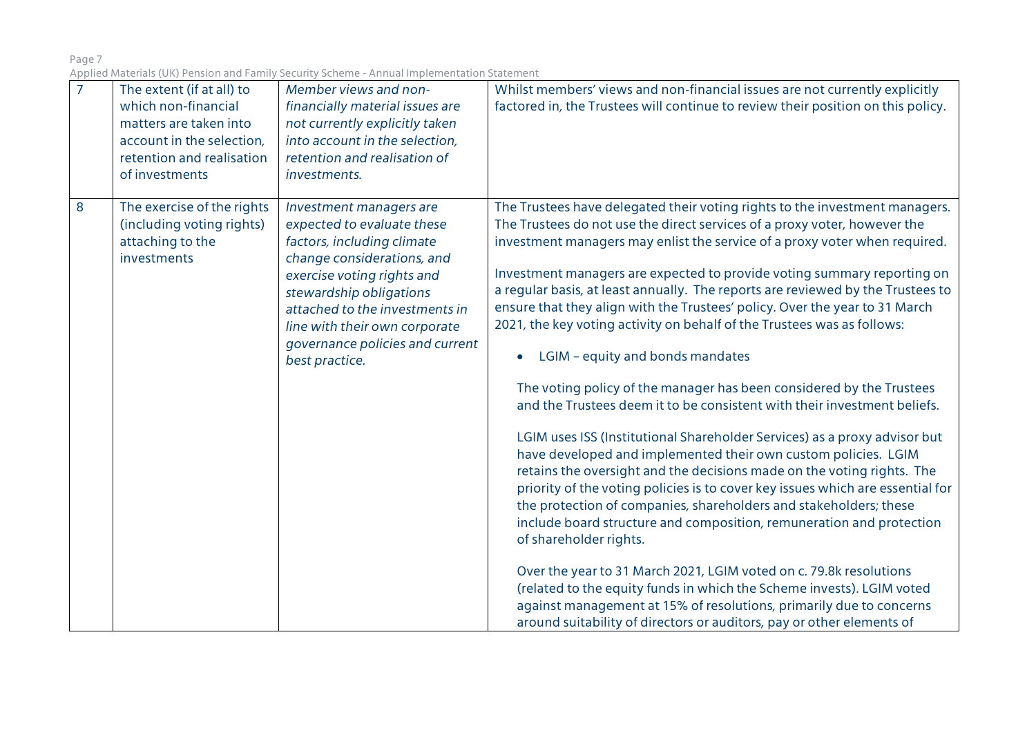| 7 | The extent (if at all) to which non-financial matters are taken into account in the selection, retention and realisation of investments | *Member views and non-financially material issues are not currently explicitly taken into account in the selection, retention and realisation of investments.* | Whilst members' views and non-financial issues are not currently explicitly factored in, the Trustees will continue to review their position on this policy. |
|---|---|---|---|
| 8 | The exercise of the rights (including voting rights) attaching to the investments | *Investment managers are expected to evaluate these factors, including climate change considerations, and exercise voting rights and stewardship obligations attached to the investments in line with their own corporate governance policies and current best practice.* | The Trustees have delegated their voting rights to the investment managers. The Trustees do not use the direct services of a proxy voter, however the investment managers may enlist the service of a proxy voter when required.<br><br>Investment managers are expected to provide voting summary reporting on a regular basis, at least annually. The reports are reviewed by the Trustees to ensure that they align with the Trustees' policy. Over the year to 31 March 2021, the key voting activity on behalf of the Trustees was as follows:<br><br>• LGIM – equity and bonds mandates<br><br>The voting policy of the manager has been considered by the Trustees and the Trustees deem it to be consistent with their investment beliefs.<br><br>LGIM uses ISS (Institutional Shareholder Services) as a proxy advisor but have developed and implemented their own custom policies. LGIM retains the oversight and the decisions made on the voting rights. The priority of the voting policies is to cover key issues which are essential for the protection of companies, shareholders and stakeholders; these include board structure and composition, remuneration and protection of shareholder rights.<br><br>Over the year to 31 March 2021, LGIM voted on c. 79.8k resolutions (related to the equity funds in which the Scheme invests). LGIM voted against management at 15% of resolutions, primarily due to concerns around suitability of directors or auditors, pay or other elements of |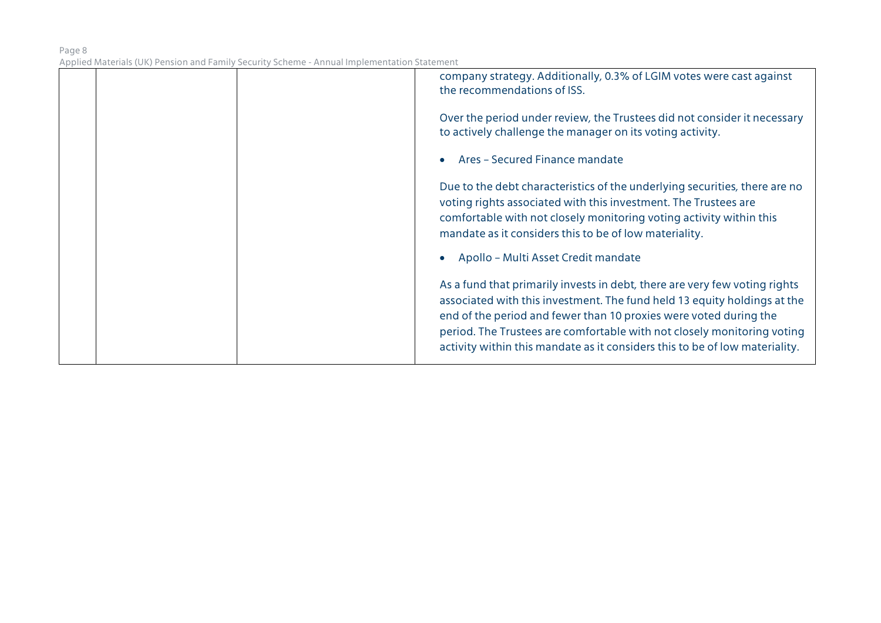| | | | |
|---|---|---|---|
| | | | company strategy. Additionally, 0.3% of LGIM votes were cast against the recommendations of ISS.<br><br>Over the period under review, the Trustees did not consider it necessary to actively challenge the manager on its voting activity.<br><br>• Ares – Secured Finance mandate<br><br>Due to the debt characteristics of the underlying securities, there are no voting rights associated with this investment. The Trustees are comfortable with not closely monitoring voting activity within this mandate as it considers this to be of low materiality.<br><br>• Apollo – Multi Asset Credit mandate<br><br>As a fund that primarily invests in debt, there are very few voting rights associated with this investment. The fund held 13 equity holdings at the end of the period and fewer than 10 proxies were voted during the period. The Trustees are comfortable with not closely monitoring voting activity within this mandate as it considers this to be of low materiality. |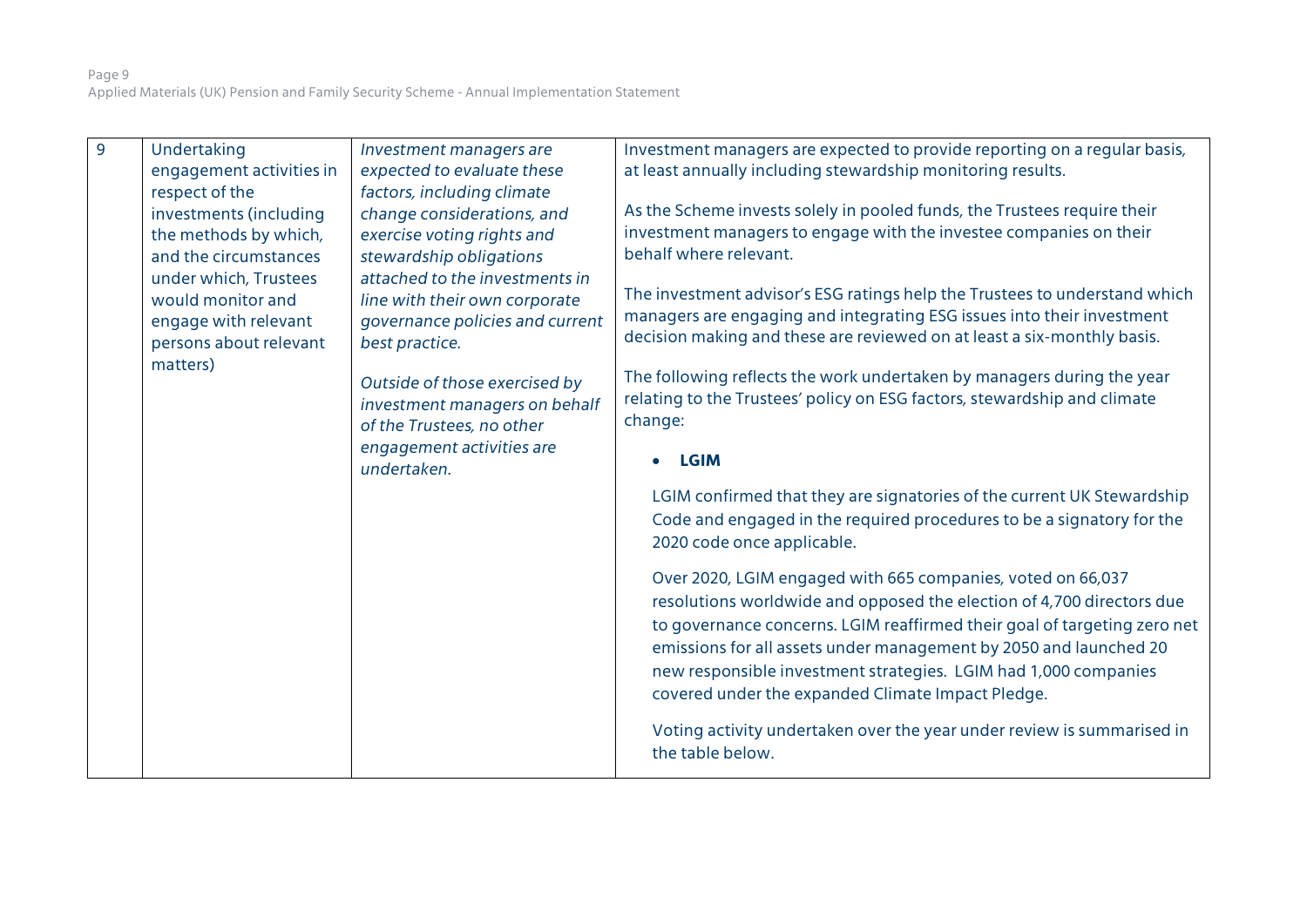| 9 | Undertaking engagement activities in respect of the investments (including the methods by which, and the circumstances under which, Trustees would monitor and engage with relevant persons about relevant matters) | *Investment managers are expected to evaluate these factors, including climate change considerations, and exercise voting rights and stewardship obligations attached to the investments in line with their own corporate governance policies and current best practice.*<br><br>*Outside of those exercised by investment managers on behalf of the Trustees, no other engagement activities are undertaken.* | Investment managers are expected to provide reporting on a regular basis, at least annually including stewardship monitoring results.<br><br>As the Scheme invests solely in pooled funds, the Trustees require their investment managers to engage with the investee companies on their behalf where relevant.<br><br>The investment advisor's ESG ratings help the Trustees to understand which managers are engaging and integrating ESG issues into their investment decision making and these are reviewed on at least a six-monthly basis.<br><br>The following reflects the work undertaken by managers during the year relating to the Trustees' policy on ESG factors, stewardship and climate change:<br><br>• **LGIM**<br><br>LGIM confirmed that they are signatories of the current UK Stewardship Code and engaged in the required procedures to be a signatory for the 2020 code once applicable.<br><br>Over 2020, LGIM engaged with 665 companies, voted on 66,037 resolutions worldwide and opposed the election of 4,700 directors due to governance concerns. LGIM reaffirmed their goal of targeting zero net emissions for all assets under management by 2050 and launched 20 new responsible investment strategies. LGIM had 1,000 companies covered under the expanded Climate Impact Pledge.<br><br>Voting activity undertaken over the year under review is summarised in the table below. |
|---|---|---|---|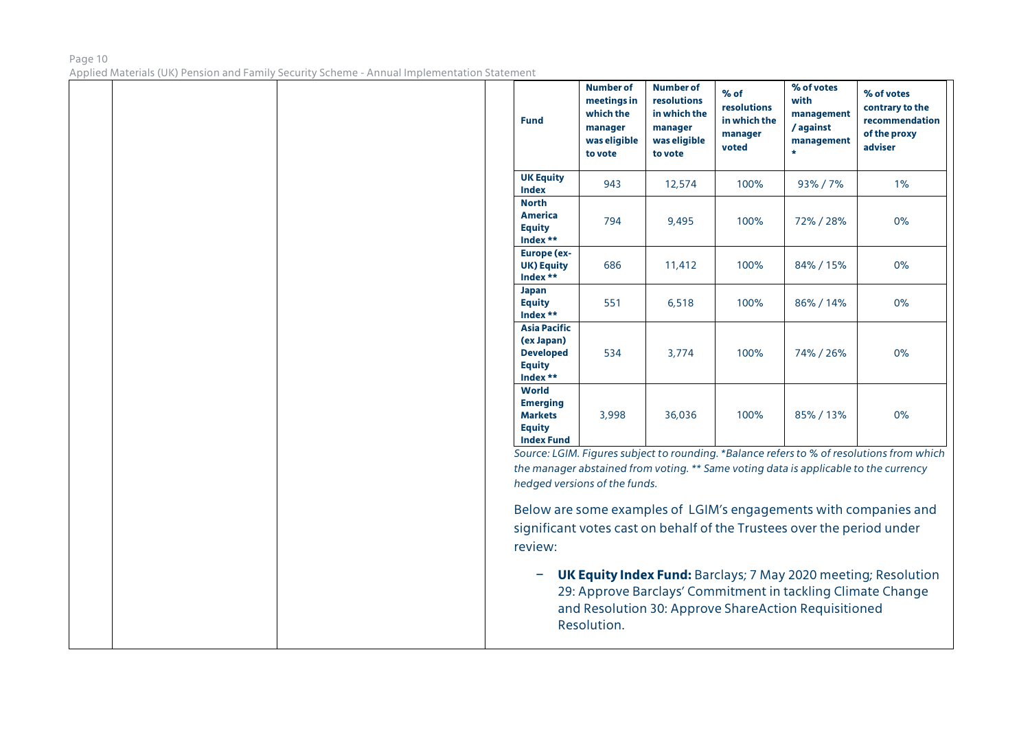| Fund | Number of meetings in which the manager was eligible to vote | Number of resolutions in which the manager was eligible to vote | % of resolutions in which the manager voted | % of votes with management / against management * | % of votes contrary to the recommendation of the proxy adviser |
|---|---|---|---|---|---|
| **UK Equity Index** | 943 | 12,574 | 100% | 93% / 7% | 1% |
| **North America Equity Index \*\*** | 794 | 9,495 | 100% | 72% / 28% | 0% |
| **Europe (ex-UK) Equity Index \*\*** | 686 | 11,412 | 100% | 84% / 15% | 0% |
| **Japan Equity Index \*\*** | 551 | 6,518 | 100% | 86% / 14% | 0% |
| **Asia Pacific (ex Japan) Developed Equity Index \*\*** | 534 | 3,774 | 100% | 74% / 26% | 0% |
| **World Emerging Markets Equity Index Fund** | 3,998 | 36,036 | 100% | 85% / 13% | 0% |

*Source: LGIM. Figures subject to rounding. *Balance refers to % of resolutions from which the manager abstained from voting. ** Same voting data is applicable to the currency hedged versions of the funds.*

Below are some examples of LGIM's engagements with companies and significant votes cast on behalf of the Trustees over the period under review:

- **UK Equity Index Fund:** Barclays; 7 May 2020 meeting; Resolution 29: Approve Barclays' Commitment in tackling Climate Change and Resolution 30: Approve ShareAction Requisitioned Resolution.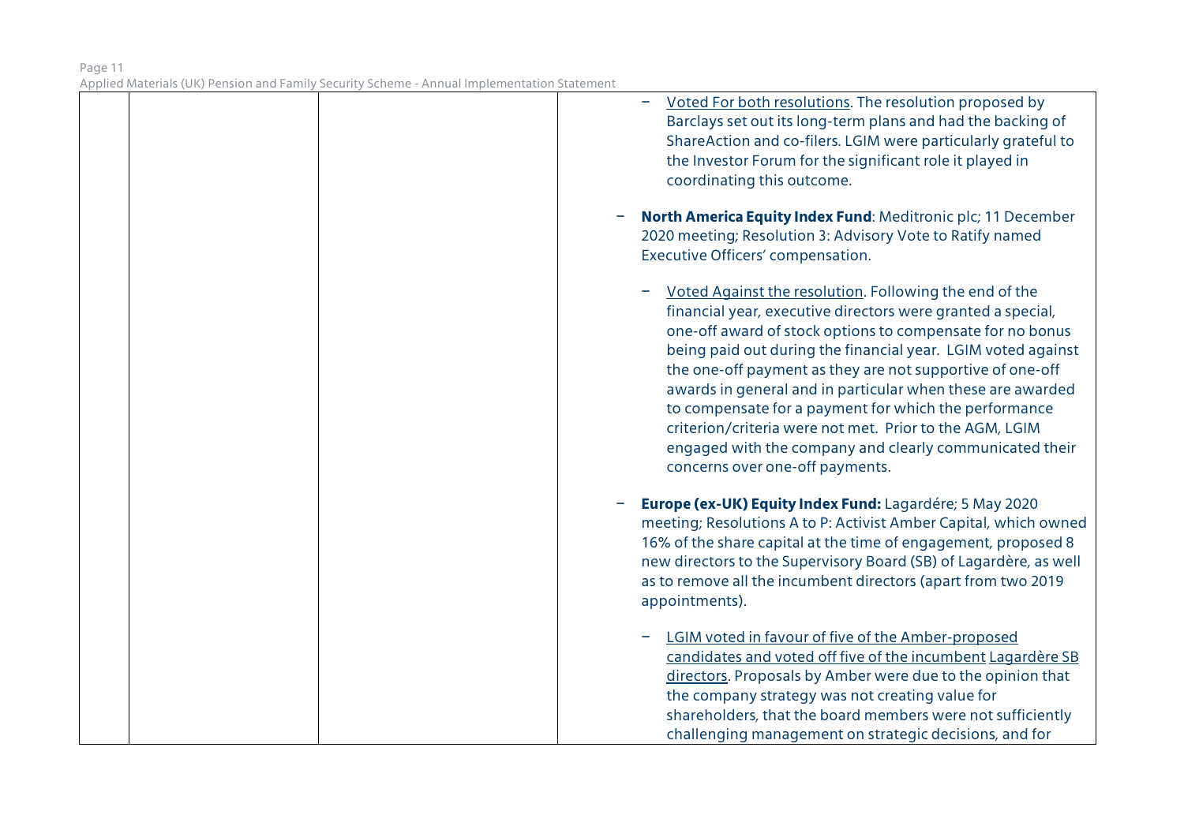| | | | |
|---|---|---|---|
| | | | – Voted For both resolutions. The resolution proposed by Barclays set out its long-term plans and had the backing of ShareAction and co-filers. LGIM were particularly grateful to the Investor Forum for the significant role it played in coordinating this outcome.<br><br>– **North America Equity Index Fund**: Meditronic plc; 11 December 2020 meeting; Resolution 3: Advisory Vote to Ratify named Executive Officers' compensation.<br><br>– Voted Against the resolution. Following the end of the financial year, executive directors were granted a special, one-off award of stock options to compensate for no bonus being paid out during the financial year. LGIM voted against the one-off payment as they are not supportive of one-off awards in general and in particular when these are awarded to compensate for a payment for which the performance criterion/criteria were not met. Prior to the AGM, LGIM engaged with the company and clearly communicated their concerns over one-off payments.<br><br>– **Europe (ex-UK) Equity Index Fund:** Lagardére; 5 May 2020 meeting; Resolutions A to P: Activist Amber Capital, which owned 16% of the share capital at the time of engagement, proposed 8 new directors to the Supervisory Board (SB) of Lagardère, as well as to remove all the incumbent directors (apart from two 2019 appointments).<br><br>– LGIM voted in favour of five of the Amber-proposed candidates and voted off five of the incumbent Lagardère SB directors. Proposals by Amber were due to the opinion that the company strategy was not creating value for shareholders, that the board members were not sufficiently challenging management on strategic decisions, and for |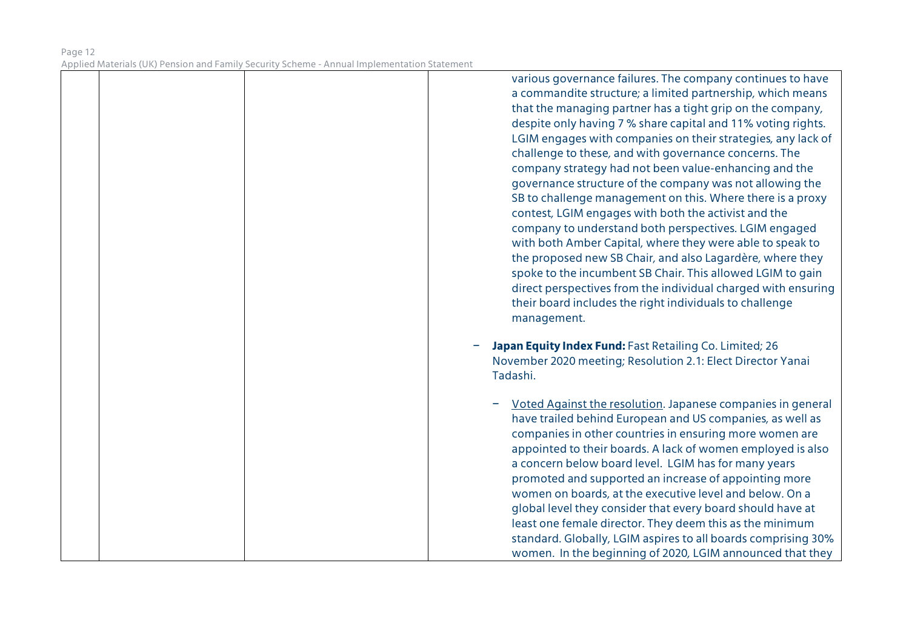| | | | |
|---|---|---|---|
| | | | various governance failures. The company continues to have a commandite structure; a limited partnership, which means that the managing partner has a tight grip on the company, despite only having 7 % share capital and 11% voting rights. LGIM engages with companies on their strategies, any lack of challenge to these, and with governance concerns. The company strategy had not been value-enhancing and the governance structure of the company was not allowing the SB to challenge management on this. Where there is a proxy contest, LGIM engages with both the activist and the company to understand both perspectives. LGIM engaged with both Amber Capital, where they were able to speak to the proposed new SB Chair, and also Lagardère, where they spoke to the incumbent SB Chair. This allowed LGIM to gain direct perspectives from the individual charged with ensuring their board includes the right individuals to challenge management.<br><br>– **Japan Equity Index Fund:** Fast Retailing Co. Limited; 26 November 2020 meeting; Resolution 2.1: Elect Director Yanai Tadashi.<br><br>– Voted Against the resolution. Japanese companies in general have trailed behind European and US companies, as well as companies in other countries in ensuring more women are appointed to their boards. A lack of women employed is also a concern below board level. LGIM has for many years promoted and supported an increase of appointing more women on boards, at the executive level and below. On a global level they consider that every board should have at least one female director. They deem this as the minimum standard. Globally, LGIM aspires to all boards comprising 30% women. In the beginning of 2020, LGIM announced that they |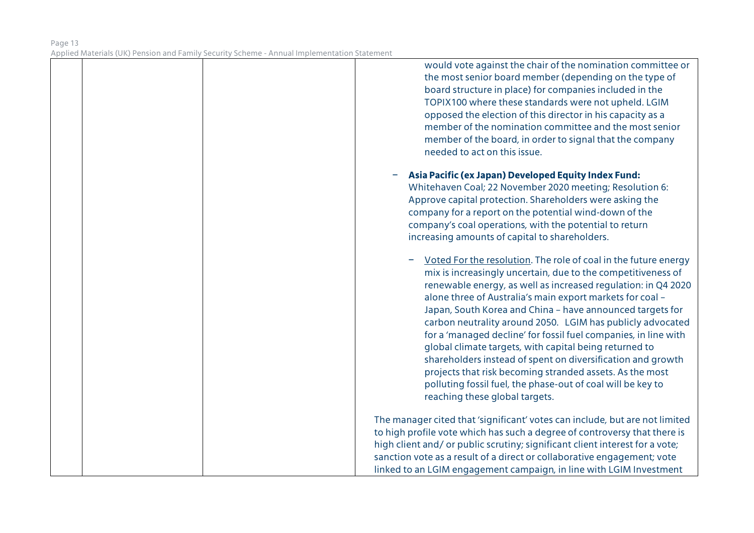| | | | would vote against the chair of the nomination committee or the most senior board member (depending on the type of board structure in place) for companies included in the TOPIX100 where these standards were not upheld. LGIM opposed the election of this director in his capacity as a member of the nomination committee and the most senior member of the board, in order to signal that the company needed to act on this issue.<br><br>– **Asia Pacific (ex Japan) Developed Equity Index Fund:** Whitehaven Coal; 22 November 2020 meeting; Resolution 6: Approve capital protection. Shareholders were asking the company for a report on the potential wind-down of the company's coal operations, with the potential to return increasing amounts of capital to shareholders.<br><br>– Voted For the resolution. The role of coal in the future energy mix is increasingly uncertain, due to the competitiveness of renewable energy, as well as increased regulation: in Q4 2020 alone three of Australia's main export markets for coal – Japan, South Korea and China – have announced targets for carbon neutrality around 2050. LGIM has publicly advocated for a 'managed decline' for fossil fuel companies, in line with global climate targets, with capital being returned to shareholders instead of spent on diversification and growth projects that risk becoming stranded assets. As the most polluting fossil fuel, the phase-out of coal will be key to reaching these global targets.<br><br>The manager cited that 'significant' votes can include, but are not limited to high profile vote which has such a degree of controversy that there is high client and/ or public scrutiny; significant client interest for a vote; sanction vote as a result of a direct or collaborative engagement; vote linked to an LGIM engagement campaign, in line with LGIM Investment |
|---|---|---|---|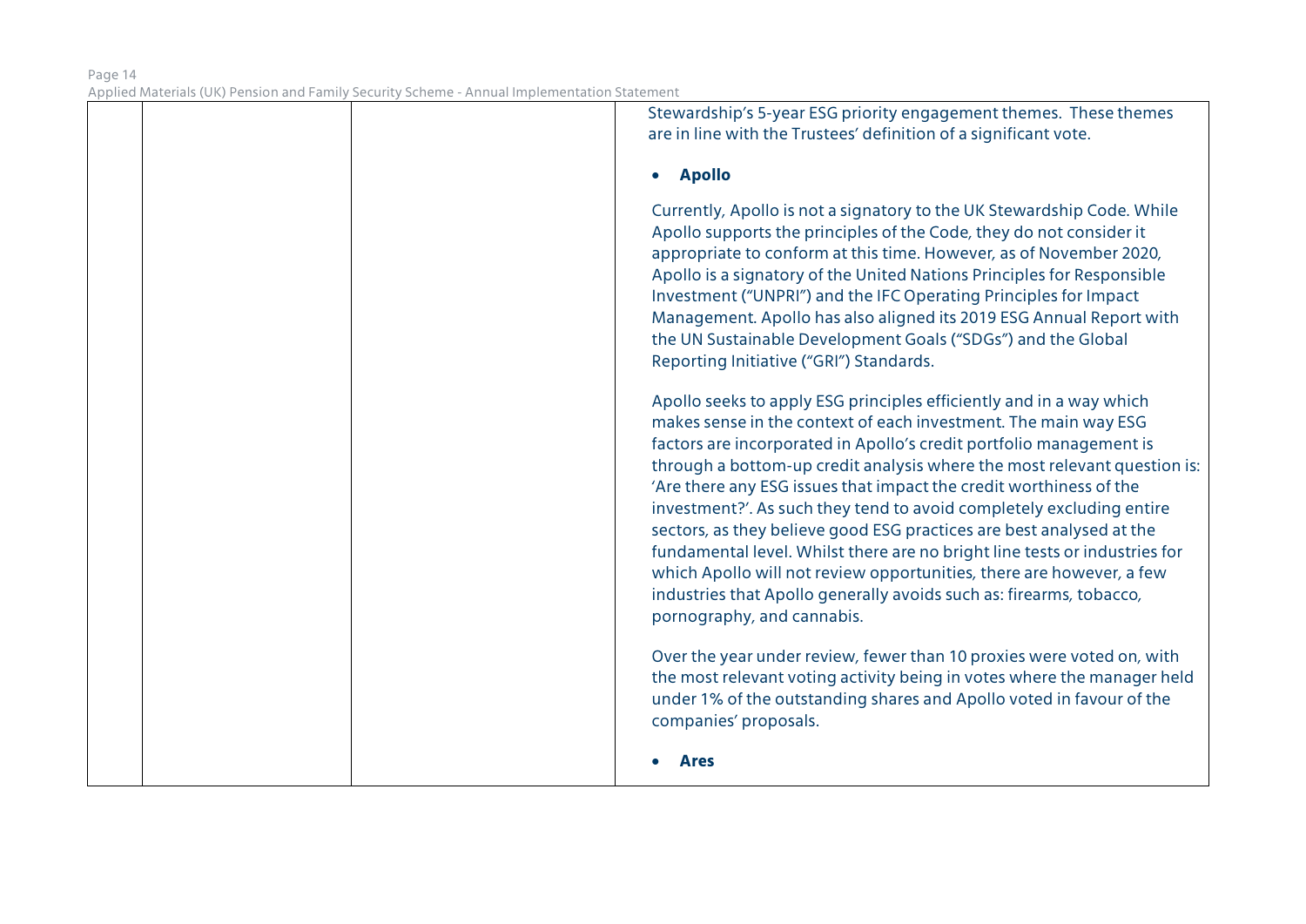| | | | Stewardship's 5-year ESG priority engagement themes. These themes are in line with the Trustees' definition of a significant vote.<br><br>• **Apollo**<br><br>Currently, Apollo is not a signatory to the UK Stewardship Code. While Apollo supports the principles of the Code, they do not consider it appropriate to conform at this time. However, as of November 2020, Apollo is a signatory of the United Nations Principles for Responsible Investment ("UNPRI") and the IFC Operating Principles for Impact Management. Apollo has also aligned its 2019 ESG Annual Report with the UN Sustainable Development Goals ("SDGs") and the Global Reporting Initiative ("GRI") Standards.<br><br>Apollo seeks to apply ESG principles efficiently and in a way which makes sense in the context of each investment. The main way ESG factors are incorporated in Apollo's credit portfolio management is through a bottom-up credit analysis where the most relevant question is: 'Are there any ESG issues that impact the credit worthiness of the investment?'. As such they tend to avoid completely excluding entire sectors, as they believe good ESG practices are best analysed at the fundamental level. Whilst there are no bright line tests or industries for which Apollo will not review opportunities, there are however, a few industries that Apollo generally avoids such as: firearms, tobacco, pornography, and cannabis.<br><br>Over the year under review, fewer than 10 proxies were voted on, with the most relevant voting activity being in votes where the manager held under 1% of the outstanding shares and Apollo voted in favour of the companies' proposals.<br><br>• **Ares** |
|---|---|---|---|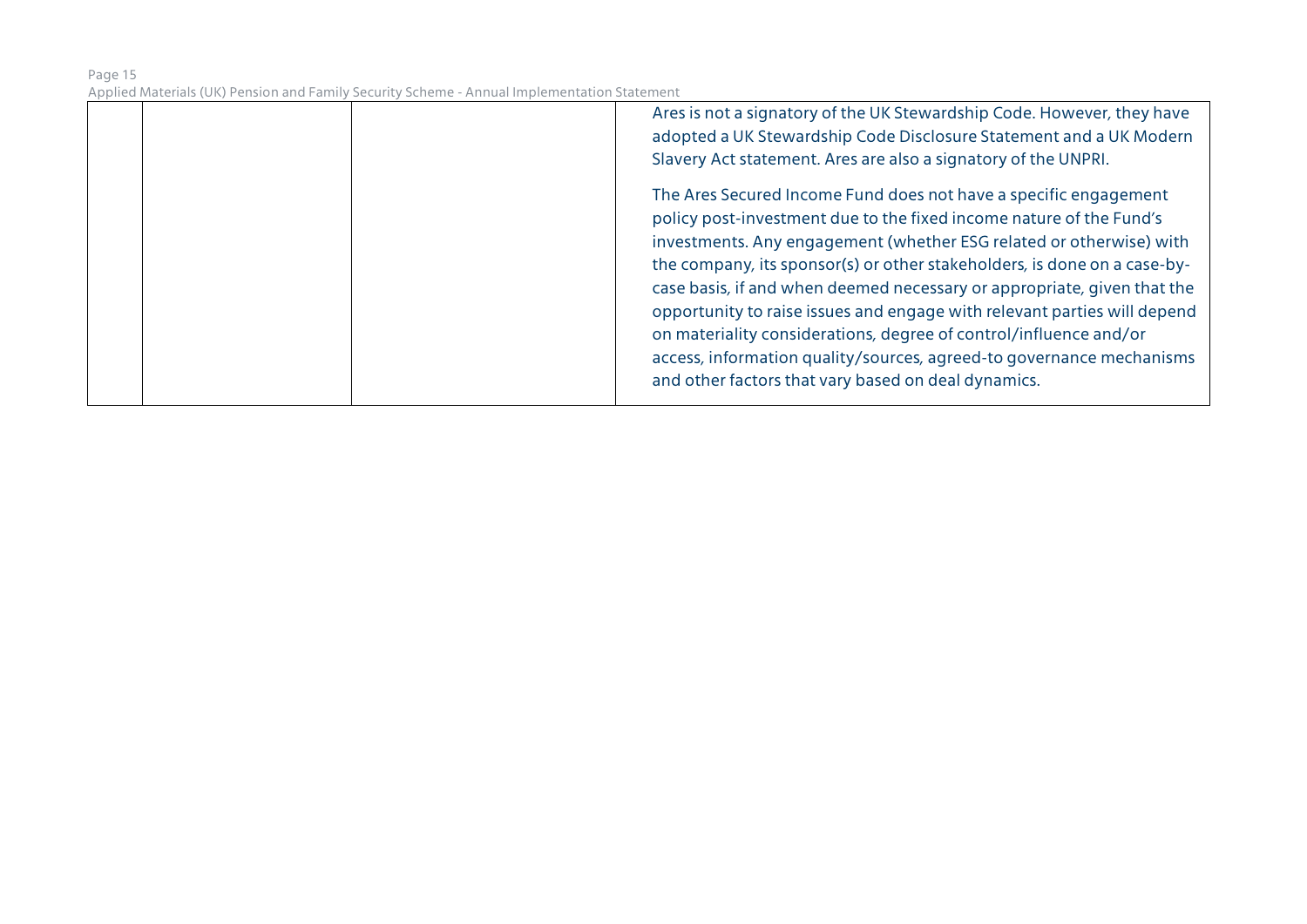| | | | |
|---|---|---|---|
| | | | Ares is not a signatory of the UK Stewardship Code. However, they have adopted a UK Stewardship Code Disclosure Statement and a UK Modern Slavery Act statement. Ares are also a signatory of the UNPRI.<br><br>The Ares Secured Income Fund does not have a specific engagement policy post-investment due to the fixed income nature of the Fund's investments. Any engagement (whether ESG related or otherwise) with the company, its sponsor(s) or other stakeholders, is done on a case-by-case basis, if and when deemed necessary or appropriate, given that the opportunity to raise issues and engage with relevant parties will depend on materiality considerations, degree of control/influence and/or access, information quality/sources, agreed-to governance mechanisms and other factors that vary based on deal dynamics. |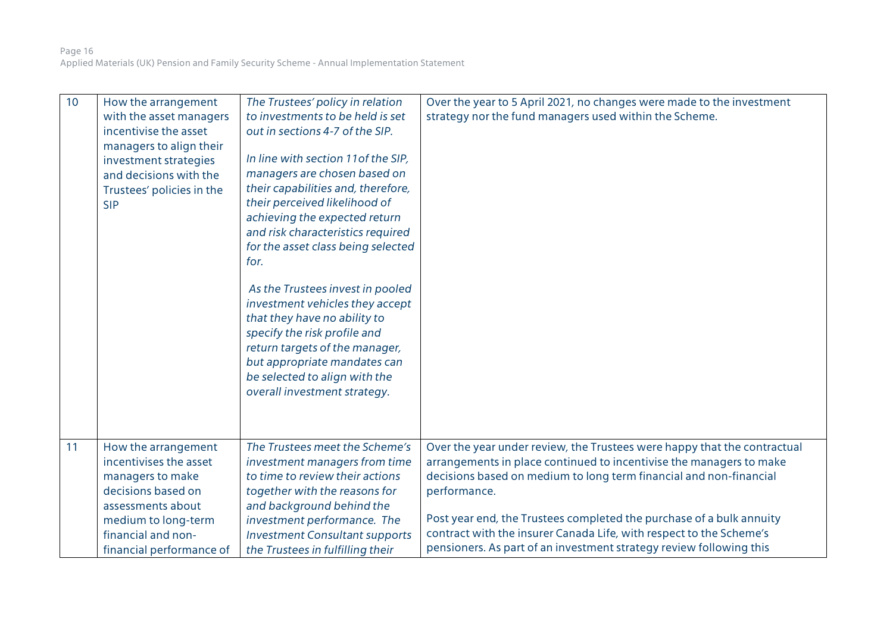| | | | |
|---|---|---|---|
| 10 | How the arrangement with the asset managers incentivise the asset managers to align their investment strategies and decisions with the Trustees' policies in the SIP | *The Trustees' policy in relation to investments to be held is set out in sections 4-7 of the SIP.*<br><br>*In line with section 11of the SIP, managers are chosen based on their capabilities and, therefore, their perceived likelihood of achieving the expected return and risk characteristics required for the asset class being selected for.*<br><br>*As the Trustees invest in pooled investment vehicles they accept that they have no ability to specify the risk profile and return targets of the manager, but appropriate mandates can be selected to align with the overall investment strategy.* | Over the year to 5 April 2021, no changes were made to the investment strategy nor the fund managers used within the Scheme. |
| 11 | How the arrangement incentivises the asset managers to make decisions based on assessments about medium to long-term financial and non-financial performance of | *The Trustees meet the Scheme's investment managers from time to time to review their actions together with the reasons for and background behind the investment performance. The Investment Consultant supports the Trustees in fulfilling their* | Over the year under review, the Trustees were happy that the contractual arrangements in place continued to incentivise the managers to make decisions based on medium to long term financial and non-financial performance.<br><br>Post year end, the Trustees completed the purchase of a bulk annuity contract with the insurer Canada Life, with respect to the Scheme's pensioners. As part of an investment strategy review following this |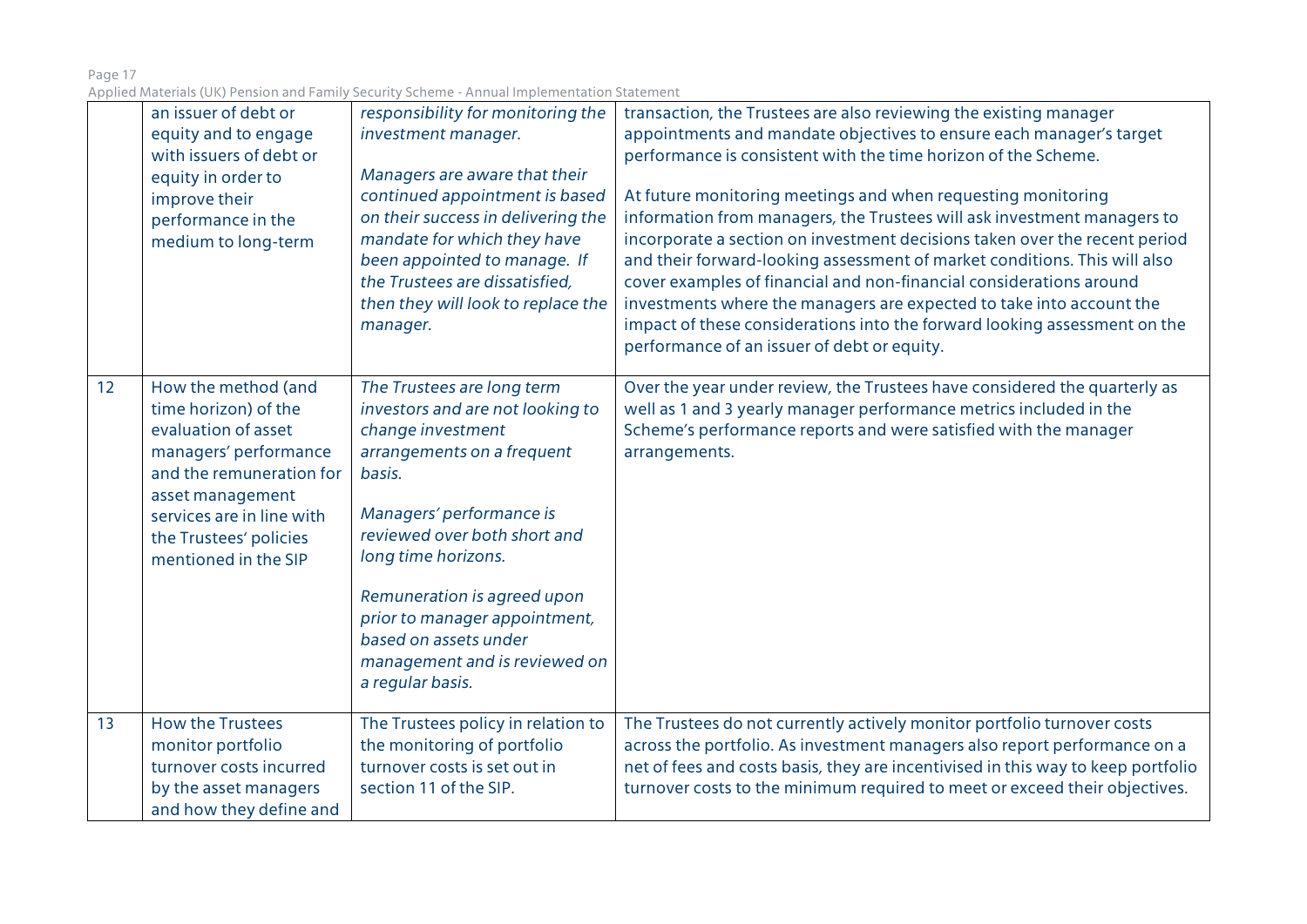| | | | |
|---|---|---|---|
| | an issuer of debt or equity and to engage with issuers of debt or equity in order to improve their performance in the medium to long-term | *responsibility for monitoring the investment manager.*<br><br>*Managers are aware that their continued appointment is based on their success in delivering the mandate for which they have been appointed to manage. If the Trustees are dissatisfied, then they will look to replace the manager.* | transaction, the Trustees are also reviewing the existing manager appointments and mandate objectives to ensure each manager's target performance is consistent with the time horizon of the Scheme.<br><br>At future monitoring meetings and when requesting monitoring information from managers, the Trustees will ask investment managers to incorporate a section on investment decisions taken over the recent period and their forward-looking assessment of market conditions. This will also cover examples of financial and non-financial considerations around investments where the managers are expected to take into account the impact of these considerations into the forward looking assessment on the performance of an issuer of debt or equity. |
| 12 | How the method (and time horizon) of the evaluation of asset managers' performance and the remuneration for asset management services are in line with the Trustees' policies mentioned in the SIP | *The Trustees are long term investors and are not looking to change investment arrangements on a frequent basis.*<br><br>*Managers' performance is reviewed over both short and long time horizons.*<br><br>*Remuneration is agreed upon prior to manager appointment, based on assets under management and is reviewed on a regular basis.* | Over the year under review, the Trustees have considered the quarterly as well as 1 and 3 yearly manager performance metrics included in the Scheme's performance reports and were satisfied with the manager arrangements. |
| 13 | How the Trustees monitor portfolio turnover costs incurred by the asset managers and how they define and | The Trustees policy in relation to the monitoring of portfolio turnover costs is set out in section 11 of the SIP. | The Trustees do not currently actively monitor portfolio turnover costs across the portfolio. As investment managers also report performance on a net of fees and costs basis, they are incentivised in this way to keep portfolio turnover costs to the minimum required to meet or exceed their objectives. |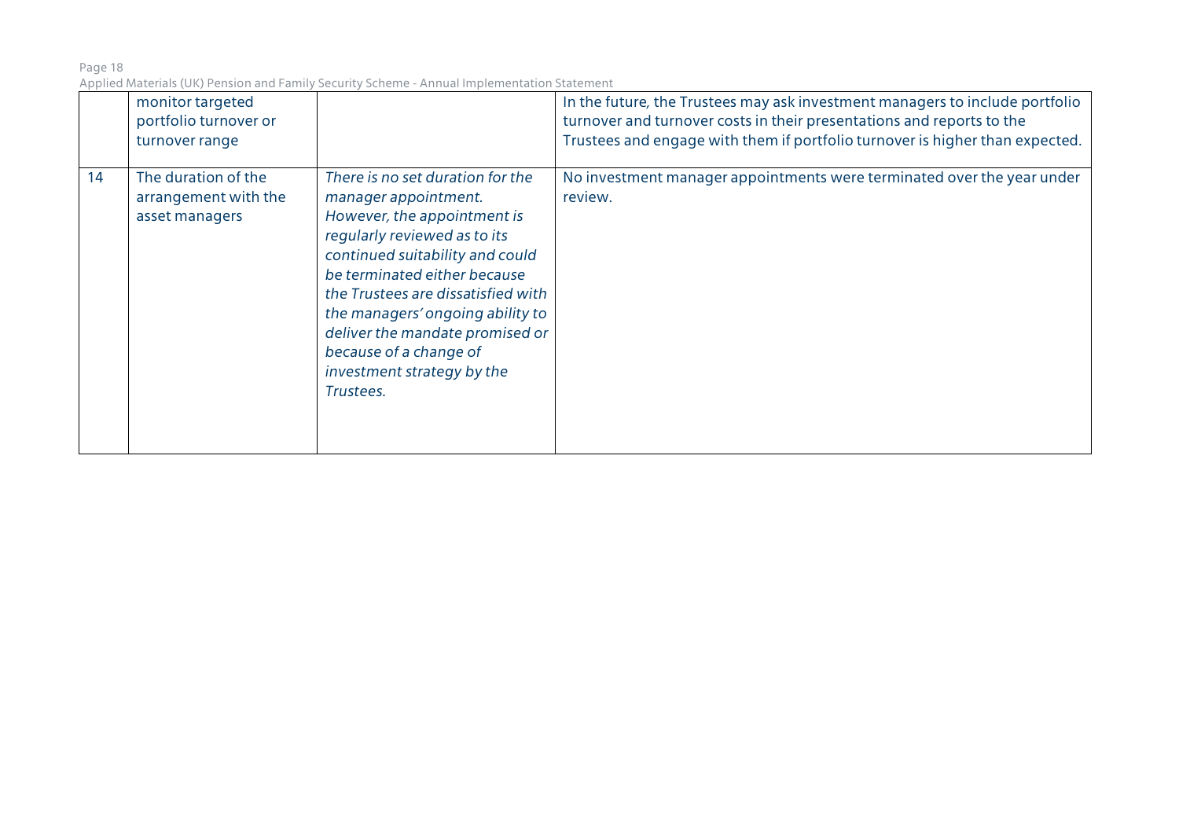| | | | |
|---|---|---|---|
| | monitor targeted portfolio turnover or turnover range | | In the future, the Trustees may ask investment managers to include portfolio turnover and turnover costs in their presentations and reports to the Trustees and engage with them if portfolio turnover is higher than expected. |
| 14 | The duration of the arrangement with the asset managers | *There is no set duration for the manager appointment. However, the appointment is regularly reviewed as to its continued suitability and could be terminated either because the Trustees are dissatisfied with the managers' ongoing ability to deliver the mandate promised or because of a change of investment strategy by the Trustees.* | No investment manager appointments were terminated over the year under review. |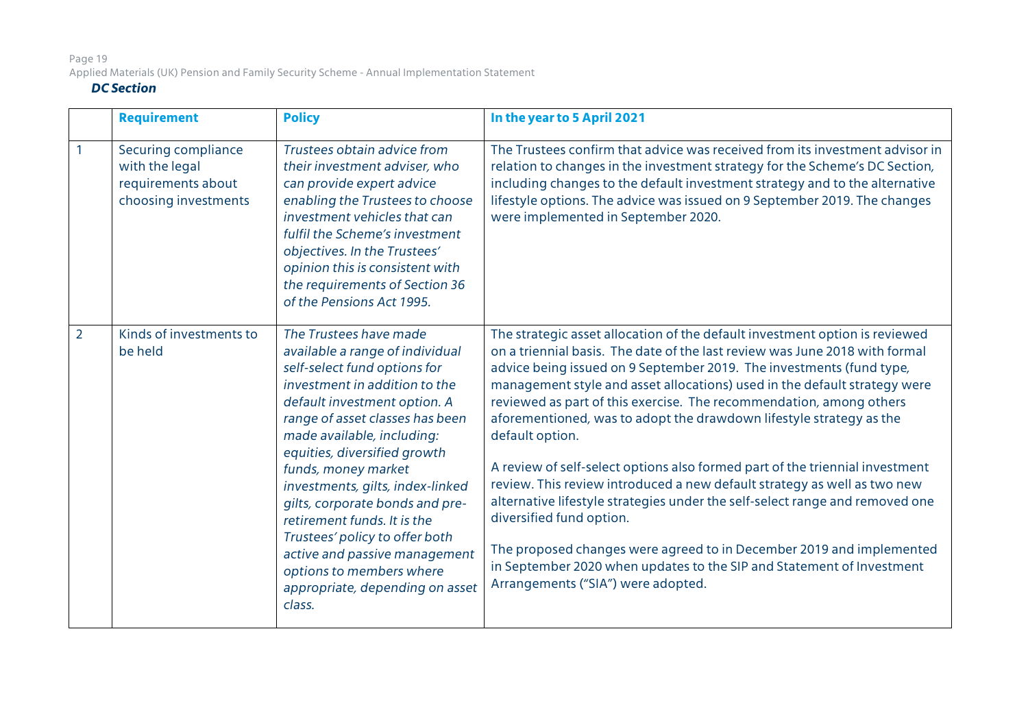### *DC Section*

| | Requirement | Policy | In the year to 5 April 2021 |
|---|---|---|---|
| 1 | Securing compliance with the legal requirements about choosing investments | *Trustees obtain advice from their investment adviser, who can provide expert advice enabling the Trustees to choose investment vehicles that can fulfil the Scheme's investment objectives. In the Trustees' opinion this is consistent with the requirements of Section 36 of the Pensions Act 1995.* | The Trustees confirm that advice was received from its investment advisor in relation to changes in the investment strategy for the Scheme's DC Section, including changes to the default investment strategy and to the alternative lifestyle options. The advice was issued on 9 September 2019. The changes were implemented in September 2020. |
| 2 | Kinds of investments to be held | *The Trustees have made available a range of individual self-select fund options for investment in addition to the default investment option. A range of asset classes has been made available, including: equities, diversified growth funds, money market investments, gilts, index-linked gilts, corporate bonds and pre-retirement funds. It is the Trustees' policy to offer both active and passive management options to members where appropriate, depending on asset class.* | The strategic asset allocation of the default investment option is reviewed on a triennial basis. The date of the last review was June 2018 with formal advice being issued on 9 September 2019. The investments (fund type, management style and asset allocations) used in the default strategy were reviewed as part of this exercise. The recommendation, among others aforementioned, was to adopt the drawdown lifestyle strategy as the default option.<br><br>A review of self-select options also formed part of the triennial investment review. This review introduced a new default strategy as well as two new alternative lifestyle strategies under the self-select range and removed one diversified fund option.<br><br>The proposed changes were agreed to in December 2019 and implemented in September 2020 when updates to the SIP and Statement of Investment Arrangements ("SIA") were adopted. |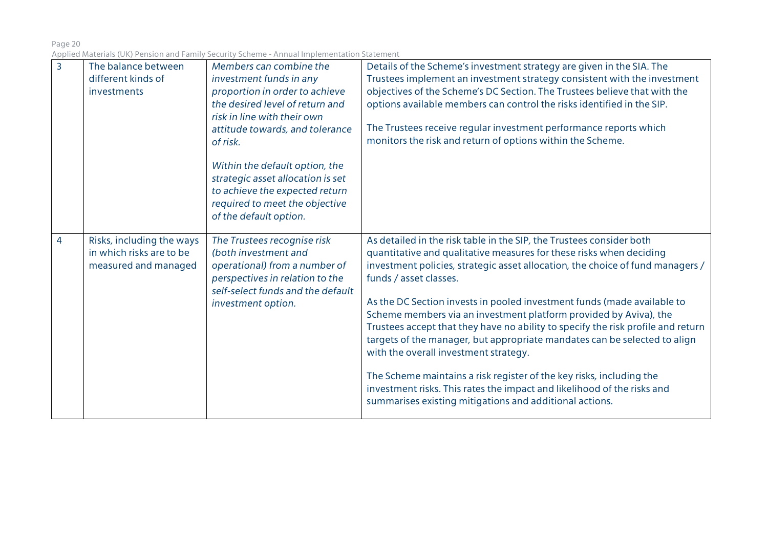| 3 | The balance between different kinds of investments | *Members can combine the investment funds in any proportion in order to achieve the desired level of return and risk in line with their own attitude towards, and tolerance of risk.*<br><br>*Within the default option, the strategic asset allocation is set to achieve the expected return required to meet the objective of the default option.* | Details of the Scheme's investment strategy are given in the SIA. The Trustees implement an investment strategy consistent with the investment objectives of the Scheme's DC Section. The Trustees believe that with the options available members can control the risks identified in the SIP.<br><br>The Trustees receive regular investment performance reports which monitors the risk and return of options within the Scheme. |
|---|---|---|---|
| 4 | Risks, including the ways in which risks are to be measured and managed | *The Trustees recognise risk (both investment and operational) from a number of perspectives in relation to the self-select funds and the default investment option.* | As detailed in the risk table in the SIP, the Trustees consider both quantitative and qualitative measures for these risks when deciding investment policies, strategic asset allocation, the choice of fund managers / funds / asset classes.<br><br>As the DC Section invests in pooled investment funds (made available to Scheme members via an investment platform provided by Aviva), the Trustees accept that they have no ability to specify the risk profile and return targets of the manager, but appropriate mandates can be selected to align with the overall investment strategy.<br><br>The Scheme maintains a risk register of the key risks, including the investment risks. This rates the impact and likelihood of the risks and summarises existing mitigations and additional actions. |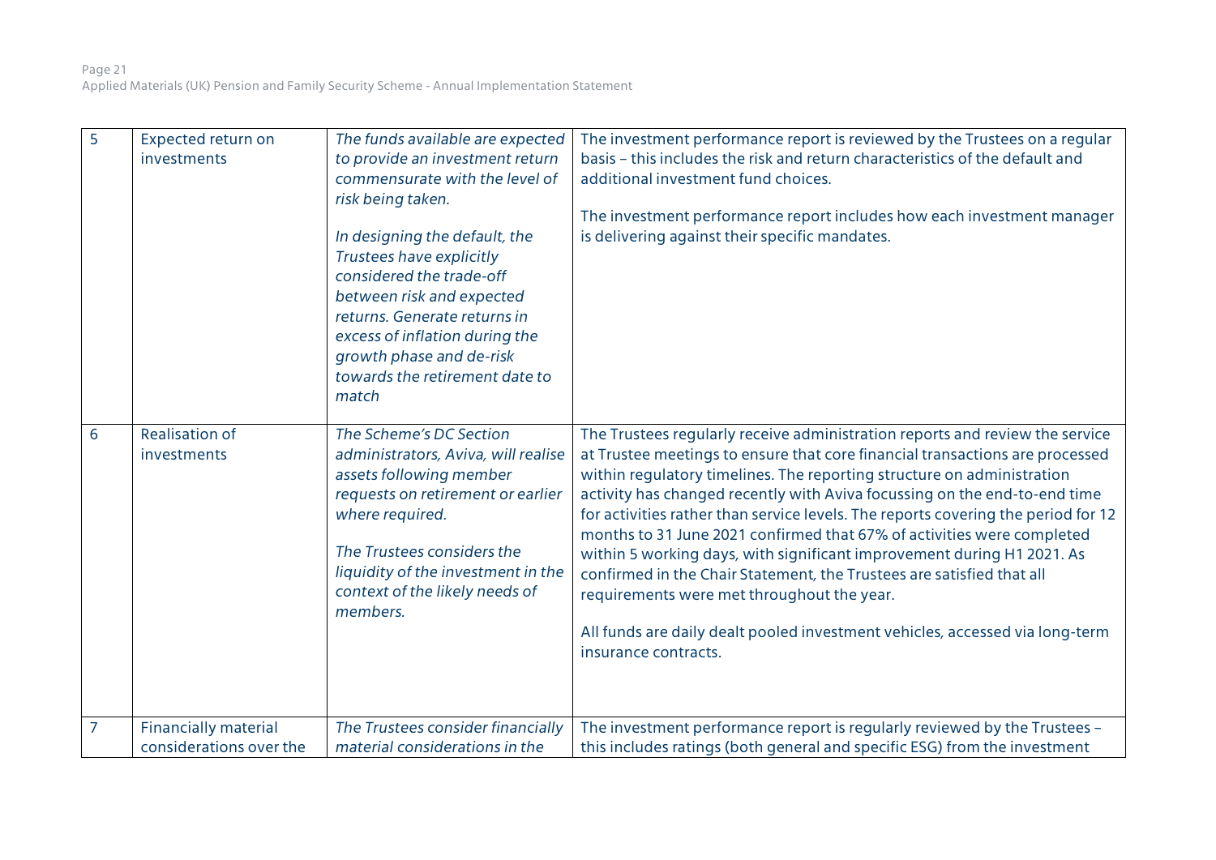| 5 | Expected return on investments | *The funds available are expected to provide an investment return commensurate with the level of risk being taken.*<br><br>*In designing the default, the Trustees have explicitly considered the trade-off between risk and expected returns. Generate returns in excess of inflation during the growth phase and de-risk towards the retirement date to match* | The investment performance report is reviewed by the Trustees on a regular basis – this includes the risk and return characteristics of the default and additional investment fund choices.<br><br>The investment performance report includes how each investment manager is delivering against their specific mandates. |
|---|---|---|---|
| 6 | Realisation of investments | *The Scheme's DC Section administrators, Aviva, will realise assets following member requests on retirement or earlier where required.*<br><br>*The Trustees considers the liquidity of the investment in the context of the likely needs of members.* | The Trustees regularly receive administration reports and review the service at Trustee meetings to ensure that core financial transactions are processed within regulatory timelines. The reporting structure on administration activity has changed recently with Aviva focussing on the end-to-end time for activities rather than service levels. The reports covering the period for 12 months to 31 June 2021 confirmed that 67% of activities were completed within 5 working days, with significant improvement during H1 2021. As confirmed in the Chair Statement, the Trustees are satisfied that all requirements were met throughout the year.<br><br>All funds are daily dealt pooled investment vehicles, accessed via long-term insurance contracts. |
| 7 | Financially material considerations over the | *The Trustees consider financially material considerations in the* | The investment performance report is regularly reviewed by the Trustees – this includes ratings (both general and specific ESG) from the investment |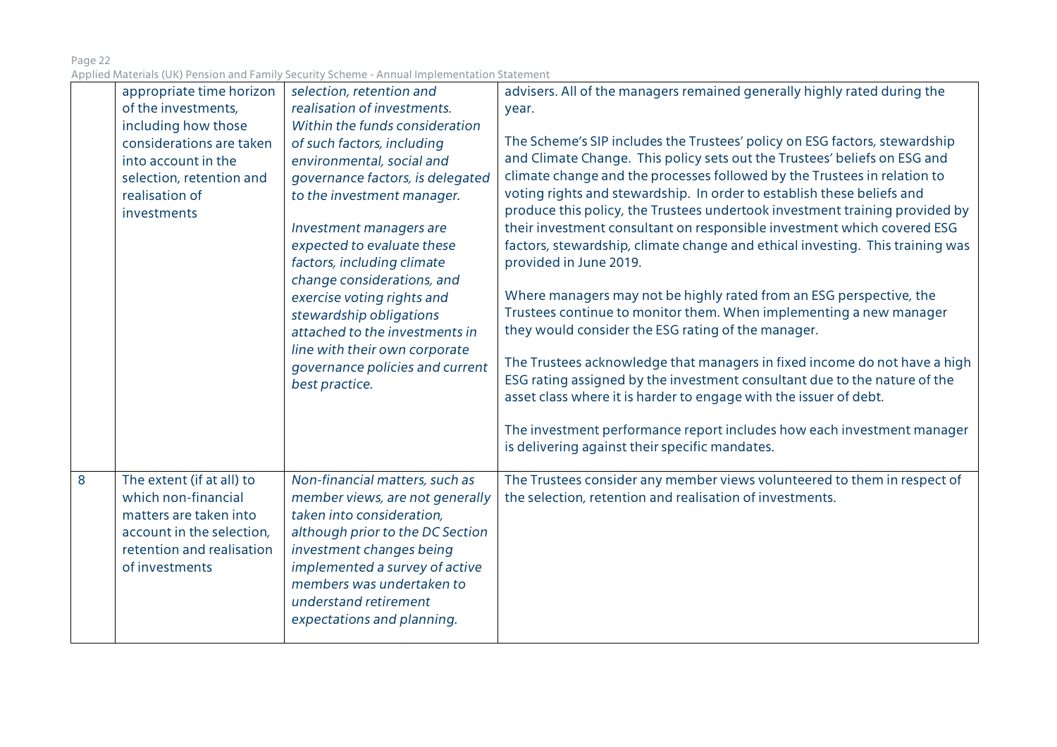| | | | |
|---|---|---|---|
| | appropriate time horizon of the investments, including how those considerations are taken into account in the selection, retention and realisation of investments | *selection, retention and realisation of investments. Within the funds consideration of such factors, including environmental, social and governance factors, is delegated to the investment manager.*<br><br>*Investment managers are expected to evaluate these factors, including climate change considerations, and exercise voting rights and stewardship obligations attached to the investments in line with their own corporate governance policies and current best practice.* | advisers. All of the managers remained generally highly rated during the year.<br><br>The Scheme's SIP includes the Trustees' policy on ESG factors, stewardship and Climate Change. This policy sets out the Trustees' beliefs on ESG and climate change and the processes followed by the Trustees in relation to voting rights and stewardship. In order to establish these beliefs and produce this policy, the Trustees undertook investment training provided by their investment consultant on responsible investment which covered ESG factors, stewardship, climate change and ethical investing. This training was provided in June 2019.<br><br>Where managers may not be highly rated from an ESG perspective, the Trustees continue to monitor them. When implementing a new manager they would consider the ESG rating of the manager.<br><br>The Trustees acknowledge that managers in fixed income do not have a high ESG rating assigned by the investment consultant due to the nature of the asset class where it is harder to engage with the issuer of debt.<br><br>The investment performance report includes how each investment manager is delivering against their specific mandates. |
| 8 | The extent (if at all) to which non-financial matters are taken into account in the selection, retention and realisation of investments | *Non-financial matters, such as member views, are not generally taken into consideration, although prior to the DC Section investment changes being implemented a survey of active members was undertaken to understand retirement expectations and planning.* | The Trustees consider any member views volunteered to them in respect of the selection, retention and realisation of investments. |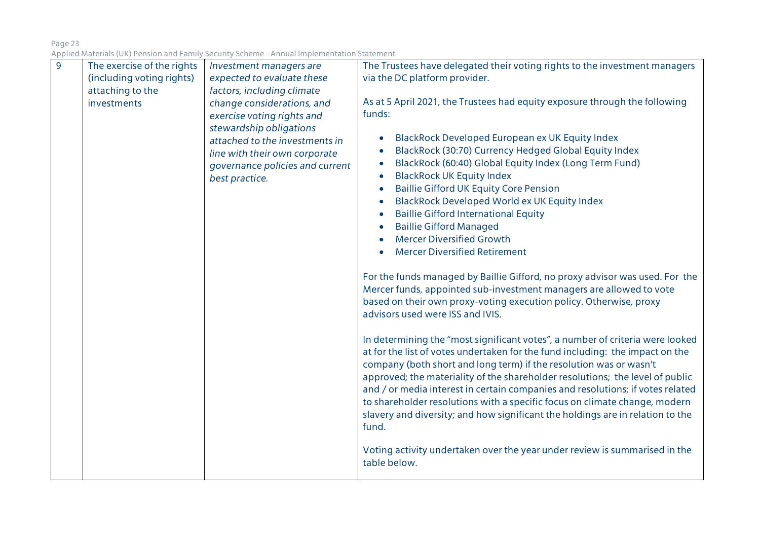| 9 | The exercise of the rights (including voting rights) attaching to the investments | *Investment managers are expected to evaluate these factors, including climate change considerations, and exercise voting rights and stewardship obligations attached to the investments in line with their own corporate governance policies and current best practice.* | The Trustees have delegated their voting rights to the investment managers via the DC platform provider.<br><br>As at 5 April 2021, the Trustees had equity exposure through the following funds:<br><br>• BlackRock Developed European ex UK Equity Index<br>• BlackRock (30:70) Currency Hedged Global Equity Index<br>• BlackRock (60:40) Global Equity Index (Long Term Fund)<br>• BlackRock UK Equity Index<br>• Baillie Gifford UK Equity Core Pension<br>• BlackRock Developed World ex UK Equity Index<br>• Baillie Gifford International Equity<br>• Baillie Gifford Managed<br>• Mercer Diversified Growth<br>• Mercer Diversified Retirement<br><br>For the funds managed by Baillie Gifford, no proxy advisor was used. For the Mercer funds, appointed sub-investment managers are allowed to vote based on their own proxy-voting execution policy. Otherwise, proxy advisors used were ISS and IVIS.<br><br>In determining the "most significant votes", a number of criteria were looked at for the list of votes undertaken for the fund including: the impact on the company (both short and long term) if the resolution was or wasn't approved; the materiality of the shareholder resolutions; the level of public and / or media interest in certain companies and resolutions; if votes related to shareholder resolutions with a specific focus on climate change, modern slavery and diversity; and how significant the holdings are in relation to the fund.<br><br>Voting activity undertaken over the year under review is summarised in the table below. |
|---|---|---|---|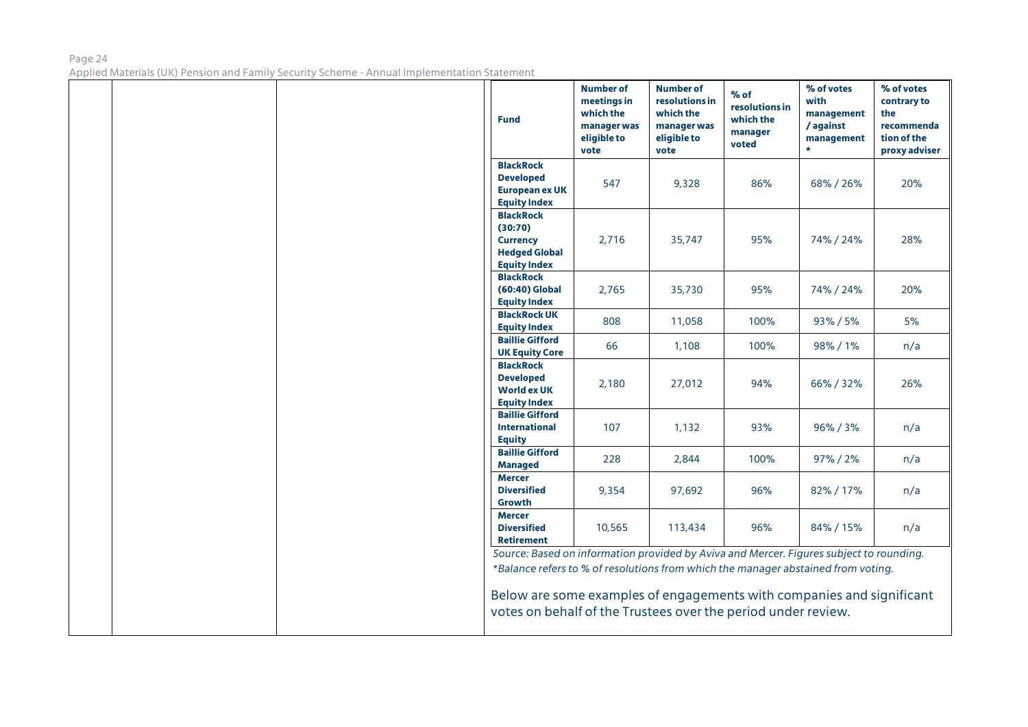| Fund | Number of meetings in which the manager was eligible to vote | Number of resolutions in which the manager was eligible to vote | % of resolutions in which the manager voted | % of votes with management / against management * | % of votes contrary to the recommendation of the proxy adviser |
|---|---|---|---|---|---|
| BlackRock Developed European ex UK Equity Index | 547 | 9,328 | 86% | 68% / 26% | 20% |
| BlackRock (30:70) Currency Hedged Global Equity Index | 2,716 | 35,747 | 95% | 74% / 24% | 28% |
| BlackRock (60:40) Global Equity Index | 2,765 | 35,730 | 95% | 74% / 24% | 20% |
| BlackRock UK Equity Index | 808 | 11,058 | 100% | 93% / 5% | 5% |
| Baillie Gifford UK Equity Core | 66 | 1,108 | 100% | 98% / 1% | n/a |
| BlackRock Developed World ex UK Equity Index | 2,180 | 27,012 | 94% | 66% / 32% | 26% |
| Baillie Gifford International Equity | 107 | 1,132 | 93% | 96% / 3% | n/a |
| Baillie Gifford Managed | 228 | 2,844 | 100% | 97% / 2% | n/a |
| Mercer Diversified Growth | 9,354 | 97,692 | 96% | 82% / 17% | n/a |
| Mercer Diversified Retirement | 10,565 | 113,434 | 96% | 84% / 15% | n/a |

*Source: Based on information provided by Aviva and Mercer. Figures subject to rounding.*

**Balance refers to % of resolutions from which the manager abstained from voting.*

Below are some examples of engagements with companies and significant votes on behalf of the Trustees over the period under review.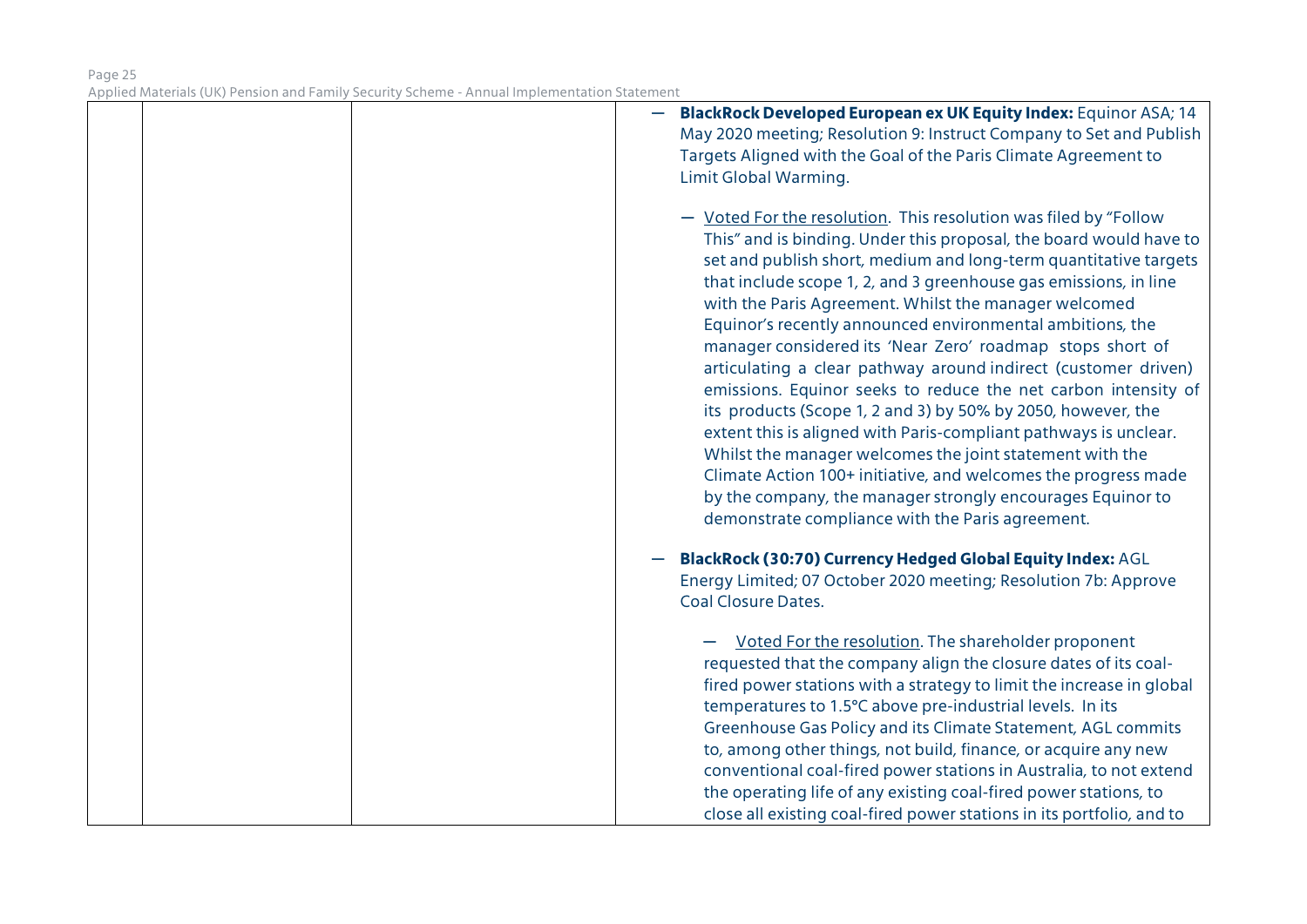| | | | — **BlackRock Developed European ex UK Equity Index:** Equinor ASA; 14 May 2020 meeting; Resolution 9: Instruct Company to Set and Publish Targets Aligned with the Goal of the Paris Climate Agreement to Limit Global Warming.<br><br>— Voted For the resolution. This resolution was filed by "Follow This" and is binding. Under this proposal, the board would have to set and publish short, medium and long-term quantitative targets that include scope 1, 2, and 3 greenhouse gas emissions, in line with the Paris Agreement. Whilst the manager welcomed Equinor's recently announced environmental ambitions, the manager considered its 'Near Zero' roadmap stops short of articulating a clear pathway around indirect (customer driven) emissions. Equinor seeks to reduce the net carbon intensity of its products (Scope 1, 2 and 3) by 50% by 2050, however, the extent this is aligned with Paris-compliant pathways is unclear. Whilst the manager welcomes the joint statement with the Climate Action 100+ initiative, and welcomes the progress made by the company, the manager strongly encourages Equinor to demonstrate compliance with the Paris agreement.<br><br>— **BlackRock (30:70) Currency Hedged Global Equity Index:** AGL Energy Limited; 07 October 2020 meeting; Resolution 7b: Approve Coal Closure Dates.<br><br>— Voted For the resolution. The shareholder proponent requested that the company align the closure dates of its coal-fired power stations with a strategy to limit the increase in global temperatures to 1.5°C above pre-industrial levels. In its Greenhouse Gas Policy and its Climate Statement, AGL commits to, among other things, not build, finance, or acquire any new conventional coal-fired power stations in Australia, to not extend the operating life of any existing coal-fired power stations, to close all existing coal-fired power stations in its portfolio, and to |
|---|---|---|---|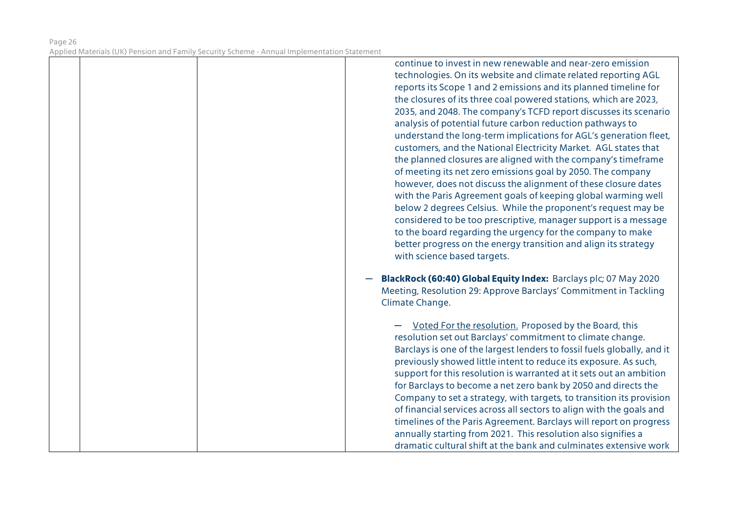| | | | continue to invest in new renewable and near-zero emission technologies. On its website and climate related reporting AGL reports its Scope 1 and 2 emissions and its planned timeline for the closures of its three coal powered stations, which are 2023, 2035, and 2048. The company's TCFD report discusses its scenario analysis of potential future carbon reduction pathways to understand the long-term implications for AGL's generation fleet, customers, and the National Electricity Market. AGL states that the planned closures are aligned with the company's timeframe of meeting its net zero emissions goal by 2050. The company however, does not discuss the alignment of these closure dates with the Paris Agreement goals of keeping global warming well below 2 degrees Celsius. While the proponent's request may be considered to be too prescriptive, manager support is a message to the board regarding the urgency for the company to make better progress on the energy transition and align its strategy with science based targets.<br><br>— **BlackRock (60:40) Global Equity Index:** Barclays plc; 07 May 2020 Meeting, Resolution 29: Approve Barclays' Commitment in Tackling Climate Change.<br><br>— Voted For the resolution. Proposed by the Board, this resolution set out Barclays' commitment to climate change. Barclays is one of the largest lenders to fossil fuels globally, and it previously showed little intent to reduce its exposure. As such, support for this resolution is warranted at it sets out an ambition for Barclays to become a net zero bank by 2050 and directs the Company to set a strategy, with targets, to transition its provision of financial services across all sectors to align with the goals and timelines of the Paris Agreement. Barclays will report on progress annually starting from 2021. This resolution also signifies a dramatic cultural shift at the bank and culminates extensive work |
|---|---|---|---|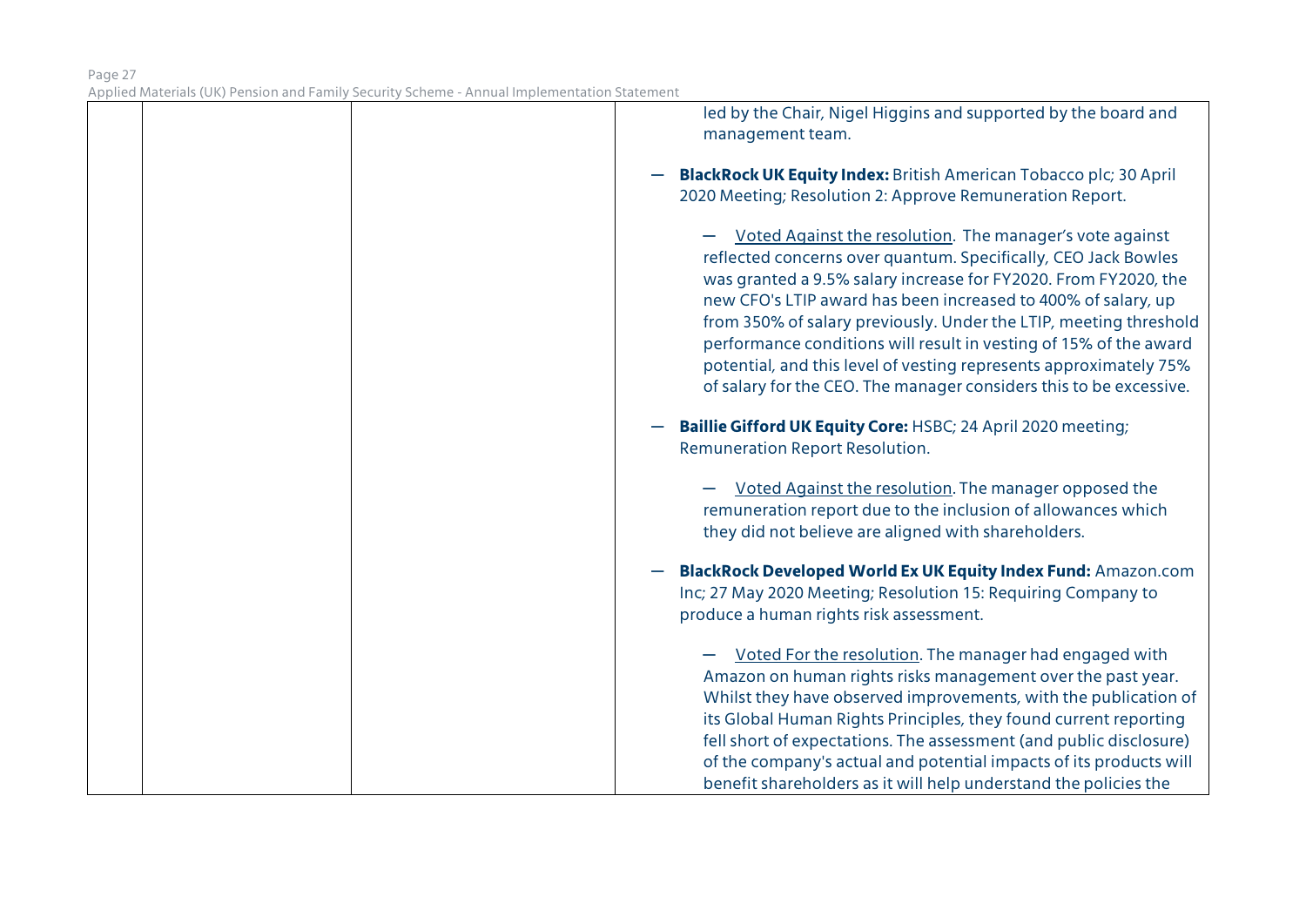| | | | led by the Chair, Nigel Higgins and supported by the board and management team.<br><br>— **BlackRock UK Equity Index:** British American Tobacco plc; 30 April 2020 Meeting; Resolution 2: Approve Remuneration Report.<br><br>— Voted Against the resolution. The manager's vote against reflected concerns over quantum. Specifically, CEO Jack Bowles was granted a 9.5% salary increase for FY2020. From FY2020, the new CFO's LTIP award has been increased to 400% of salary, up from 350% of salary previously. Under the LTIP, meeting threshold performance conditions will result in vesting of 15% of the award potential, and this level of vesting represents approximately 75% of salary for the CEO. The manager considers this to be excessive.<br><br>— **Baillie Gifford UK Equity Core:** HSBC; 24 April 2020 meeting; Remuneration Report Resolution.<br><br>— Voted Against the resolution. The manager opposed the remuneration report due to the inclusion of allowances which they did not believe are aligned with shareholders.<br><br>— **BlackRock Developed World Ex UK Equity Index Fund:** Amazon.com Inc; 27 May 2020 Meeting; Resolution 15: Requiring Company to produce a human rights risk assessment.<br><br>— Voted For the resolution. The manager had engaged with Amazon on human rights risks management over the past year. Whilst they have observed improvements, with the publication of its Global Human Rights Principles, they found current reporting fell short of expectations. The assessment (and public disclosure) of the company's actual and potential impacts of its products will benefit shareholders as it will help understand the policies the |
|---|---|---|---|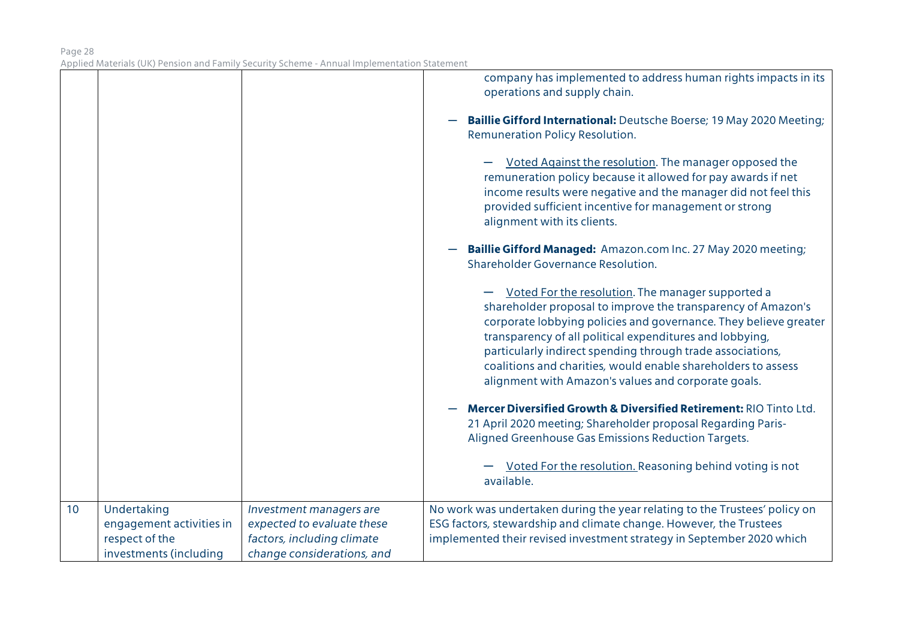| | | | |
|---|---|---|---|
| | | | company has implemented to address human rights impacts in its operations and supply chain.<br><br>— **Baillie Gifford International:** Deutsche Boerse; 19 May 2020 Meeting; Remuneration Policy Resolution.<br><br>— Voted Against the resolution. The manager opposed the remuneration policy because it allowed for pay awards if net income results were negative and the manager did not feel this provided sufficient incentive for management or strong alignment with its clients.<br><br>— **Baillie Gifford Managed:** Amazon.com Inc. 27 May 2020 meeting; Shareholder Governance Resolution.<br><br>— Voted For the resolution. The manager supported a shareholder proposal to improve the transparency of Amazon's corporate lobbying policies and governance. They believe greater transparency of all political expenditures and lobbying, particularly indirect spending through trade associations, coalitions and charities, would enable shareholders to assess alignment with Amazon's values and corporate goals.<br><br>— **Mercer Diversified Growth & Diversified Retirement:** RIO Tinto Ltd. 21 April 2020 meeting; Shareholder proposal Regarding Paris-Aligned Greenhouse Gas Emissions Reduction Targets.<br><br>— Voted For the resolution. Reasoning behind voting is not available. |
| 10 | Undertaking engagement activities in respect of the investments (including | *Investment managers are expected to evaluate these factors, including climate change considerations, and* | No work was undertaken during the year relating to the Trustees' policy on ESG factors, stewardship and climate change. However, the Trustees implemented their revised investment strategy in September 2020 which |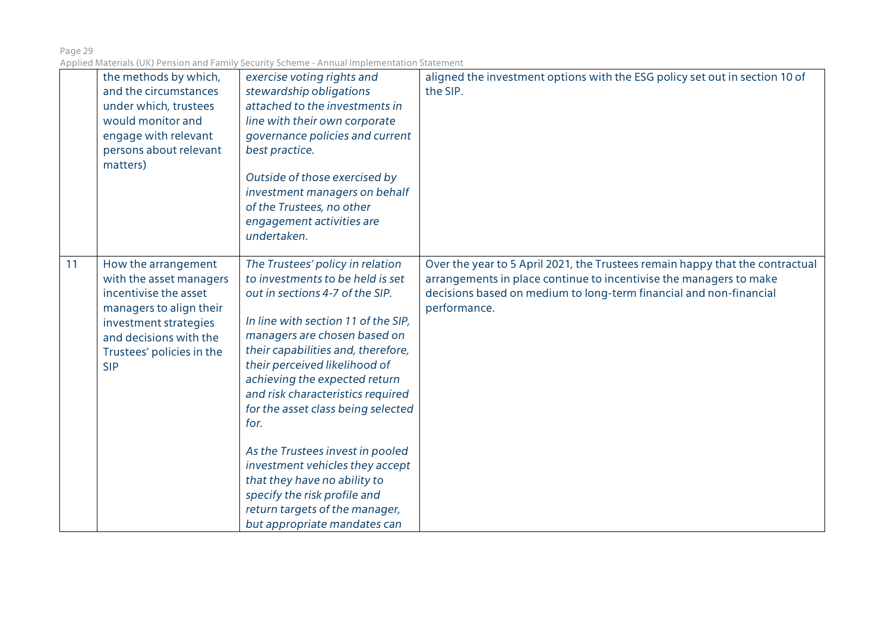| | | | |
|---|---|---|---|
| | the methods by which, and the circumstances under which, trustees would monitor and engage with relevant persons about relevant matters) | *exercise voting rights and stewardship obligations attached to the investments in line with their own corporate governance policies and current best practice.*<br><br>*Outside of those exercised by investment managers on behalf of the Trustees, no other engagement activities are undertaken.* | aligned the investment options with the ESG policy set out in section 10 of the SIP. |
| 11 | How the arrangement with the asset managers incentivise the asset managers to align their investment strategies and decisions with the Trustees' policies in the SIP | *The Trustees' policy in relation to investments to be held is set out in sections 4-7 of the SIP.*<br><br>*In line with section 11 of the SIP, managers are chosen based on their capabilities and, therefore, their perceived likelihood of achieving the expected return and risk characteristics required for the asset class being selected for.*<br><br>*As the Trustees invest in pooled investment vehicles they accept that they have no ability to specify the risk profile and return targets of the manager, but appropriate mandates can* | Over the year to 5 April 2021, the Trustees remain happy that the contractual arrangements in place continue to incentivise the managers to make decisions based on medium to long-term financial and non-financial performance. |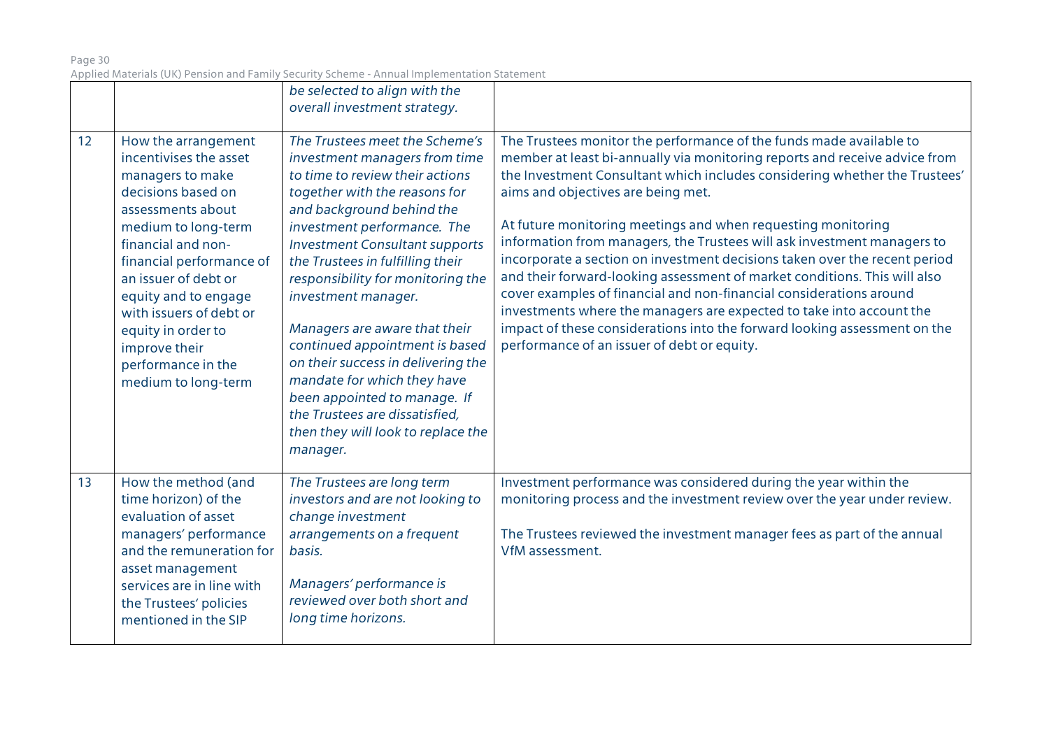| | | | |
|---|---|---|---|
| | | *be selected to align with the overall investment strategy.* | |
| 12 | How the arrangement incentivises the asset managers to make decisions based on assessments about medium to long-term financial and non-financial performance of an issuer of debt or equity and to engage with issuers of debt or equity in order to improve their performance in the medium to long-term | *The Trustees meet the Scheme's investment managers from time to time to review their actions together with the reasons for and background behind the investment performance. The Investment Consultant supports the Trustees in fulfilling their responsibility for monitoring the investment manager.*<br><br>*Managers are aware that their continued appointment is based on their success in delivering the mandate for which they have been appointed to manage. If the Trustees are dissatisfied, then they will look to replace the manager.* | The Trustees monitor the performance of the funds made available to member at least bi-annually via monitoring reports and receive advice from the Investment Consultant which includes considering whether the Trustees' aims and objectives are being met.<br><br>At future monitoring meetings and when requesting monitoring information from managers, the Trustees will ask investment managers to incorporate a section on investment decisions taken over the recent period and their forward-looking assessment of market conditions. This will also cover examples of financial and non-financial considerations around investments where the managers are expected to take into account the impact of these considerations into the forward looking assessment on the performance of an issuer of debt or equity. |
| 13 | How the method (and time horizon) of the evaluation of asset managers' performance and the remuneration for asset management services are in line with the Trustees' policies mentioned in the SIP | *The Trustees are long term investors and are not looking to change investment arrangements on a frequent basis.*<br><br>*Managers' performance is reviewed over both short and long time horizons.* | Investment performance was considered during the year within the monitoring process and the investment review over the year under review.<br><br>The Trustees reviewed the investment manager fees as part of the annual VfM assessment. |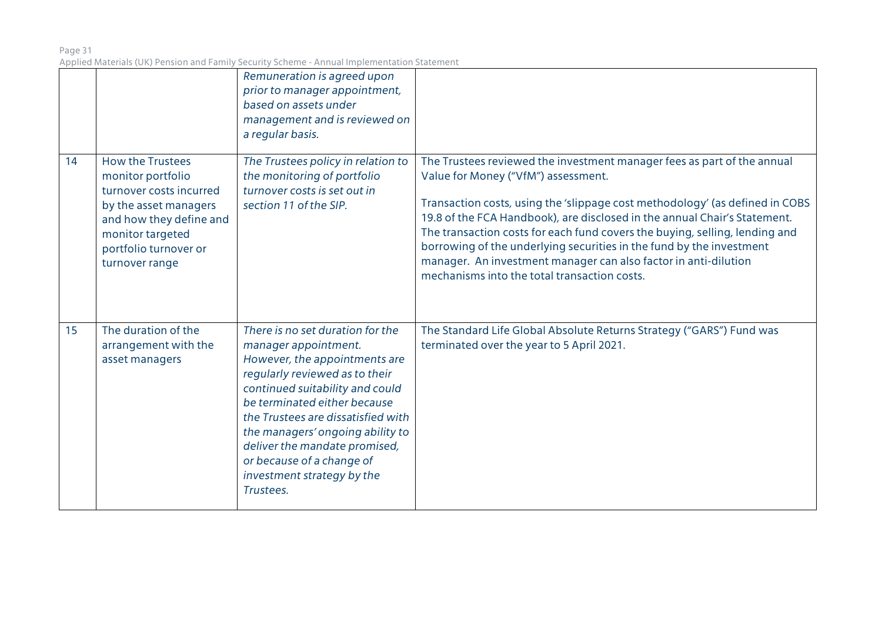| | | | |
|---|---|---|---|
| | | *Remuneration is agreed upon prior to manager appointment, based on assets under management and is reviewed on a regular basis.* | |
| 14 | How the Trustees monitor portfolio turnover costs incurred by the asset managers and how they define and monitor targeted portfolio turnover or turnover range | *The Trustees policy in relation to the monitoring of portfolio turnover costs is set out in section 11 of the SIP.* | The Trustees reviewed the investment manager fees as part of the annual Value for Money ("VfM") assessment.<br><br>Transaction costs, using the 'slippage cost methodology' (as defined in COBS 19.8 of the FCA Handbook), are disclosed in the annual Chair's Statement. The transaction costs for each fund covers the buying, selling, lending and borrowing of the underlying securities in the fund by the investment manager. An investment manager can also factor in anti-dilution mechanisms into the total transaction costs. |
| 15 | The duration of the arrangement with the asset managers | *There is no set duration for the manager appointment. However, the appointments are regularly reviewed as to their continued suitability and could be terminated either because the Trustees are dissatisfied with the managers' ongoing ability to deliver the mandate promised, or because of a change of investment strategy by the Trustees.* | The Standard Life Global Absolute Returns Strategy ("GARS") Fund was terminated over the year to 5 April 2021. |